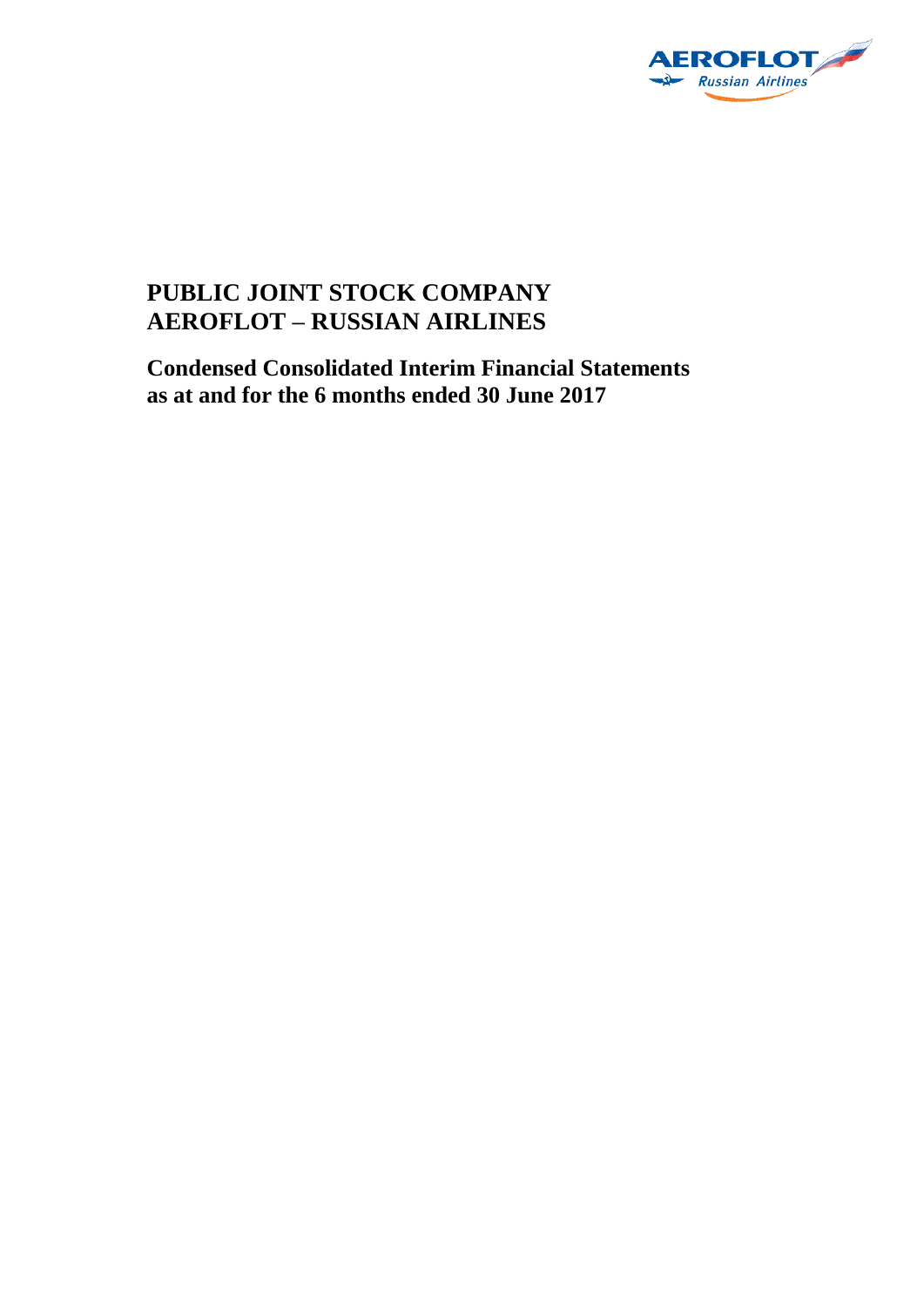# PUBLIC JOINT STOCK COMPANY AEROFLOT – RUSSIAN AIRLINES

## Condensed Consolidated Interim Financial Statements as at and for the 6 months ended 30 June 2017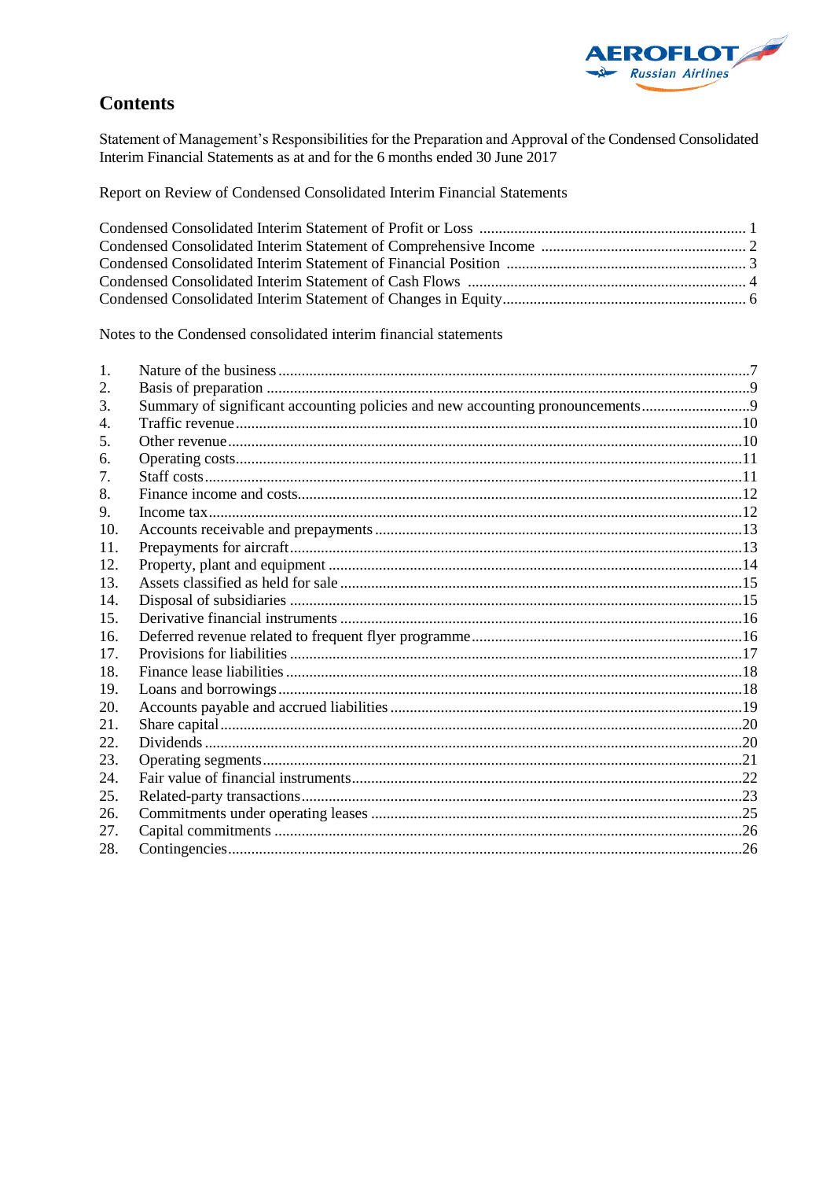# Contents

Statement of Management's Responsibilities for the Preparation and Approval of the Condensed Consolidated Interim Financial Statements as at and for the 6 months ended 30 June 2017

Report on Review of Condensed Consolidated Interim Financial Statements

| | |
|---|---|
| Condensed Consolidated Interim Statement of Profit or Loss | 1 |
| Condensed Consolidated Interim Statement of Comprehensive Income | 2 |
| Condensed Consolidated Interim Statement of Financial Position | 3 |
| Condensed Consolidated Interim Statement of Cash Flows | 4 |
| Condensed Consolidated Interim Statement of Changes in Equity | 6 |

Notes to the Condensed consolidated interim financial statements

| | | |
|---|---|---|
| 1. | Nature of the business | 7 |
| 2. | Basis of preparation | 9 |
| 3. | Summary of significant accounting policies and new accounting pronouncements | 9 |
| 4. | Traffic revenue | 10 |
| 5. | Other revenue | 10 |
| 6. | Operating costs | 11 |
| 7. | Staff costs | 11 |
| 8. | Finance income and costs | 12 |
| 9. | Income tax | 12 |
| 10. | Accounts receivable and prepayments | 13 |
| 11. | Prepayments for aircraft | 13 |
| 12. | Property, plant and equipment | 14 |
| 13. | Assets classified as held for sale | 15 |
| 14. | Disposal of subsidiaries | 15 |
| 15. | Derivative financial instruments | 16 |
| 16. | Deferred revenue related to frequent flyer programme | 16 |
| 17. | Provisions for liabilities | 17 |
| 18. | Finance lease liabilities | 18 |
| 19. | Loans and borrowings | 18 |
| 20. | Accounts payable and accrued liabilities | 19 |
| 21. | Share capital | 20 |
| 22. | Dividends | 20 |
| 23. | Operating segments | 21 |
| 24. | Fair value of financial instruments | 22 |
| 25. | Related-party transactions | 23 |
| 26. | Commitments under operating leases | 25 |
| 27. | Capital commitments | 26 |
| 28. | Contingencies | 26 |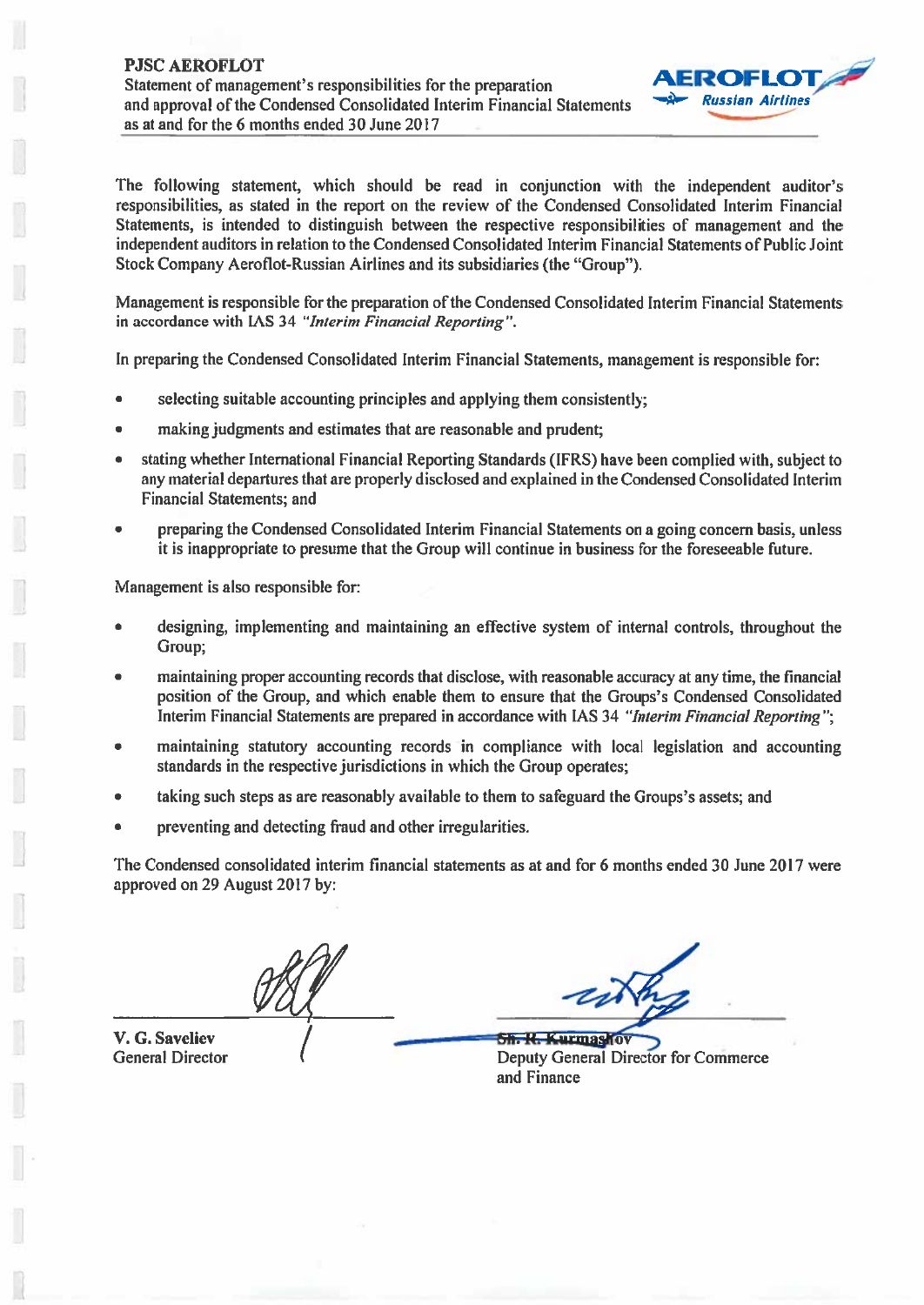**PJSC AEROFLOT**
Statement of management's responsibilities for the preparation and approval of the Condensed Consolidated Interim Financial Statements as at and for the 6 months ended 30 June 2017

The following statement, which should be read in conjunction with the independent auditor's responsibilities, as stated in the report on the review of the Condensed Consolidated Interim Financial Statements, is intended to distinguish between the respective responsibilities of management and the independent auditors in relation to the Condensed Consolidated Interim Financial Statements of Public Joint Stock Company Aeroflot-Russian Airlines and its subsidiaries (the "Group").

Management is responsible for the preparation of the Condensed Consolidated Interim Financial Statements in accordance with IAS 34 *"Interim Financial Reporting"*.

In preparing the Condensed Consolidated Interim Financial Statements, management is responsible for:

- selecting suitable accounting principles and applying them consistently;
- making judgments and estimates that are reasonable and prudent;
- stating whether International Financial Reporting Standards (IFRS) have been complied with, subject to any material departures that are properly disclosed and explained in the Condensed Consolidated Interim Financial Statements; and
- preparing the Condensed Consolidated Interim Financial Statements on a going concern basis, unless it is inappropriate to presume that the Group will continue in business for the foreseeable future.

Management is also responsible for:

- designing, implementing and maintaining an effective system of internal controls, throughout the Group;
- maintaining proper accounting records that disclose, with reasonable accuracy at any time, the financial position of the Group, and which enable them to ensure that the Groups's Condensed Consolidated Interim Financial Statements are prepared in accordance with IAS 34 *"Interim Financial Reporting"*;
- maintaining statutory accounting records in compliance with local legislation and accounting standards in the respective jurisdictions in which the Group operates;
- taking such steps as are reasonably available to them to safeguard the Groups's assets; and
- preventing and detecting fraud and other irregularities.

The Condensed consolidated interim financial statements as at and for 6 months ended 30 June 2017 were approved on 29 August 2017 by:

| | |
|---|---|
| V. G. Saveliev<br>General Director | Sh. R. Kurmashov<br>Deputy General Director for Commerce and Finance |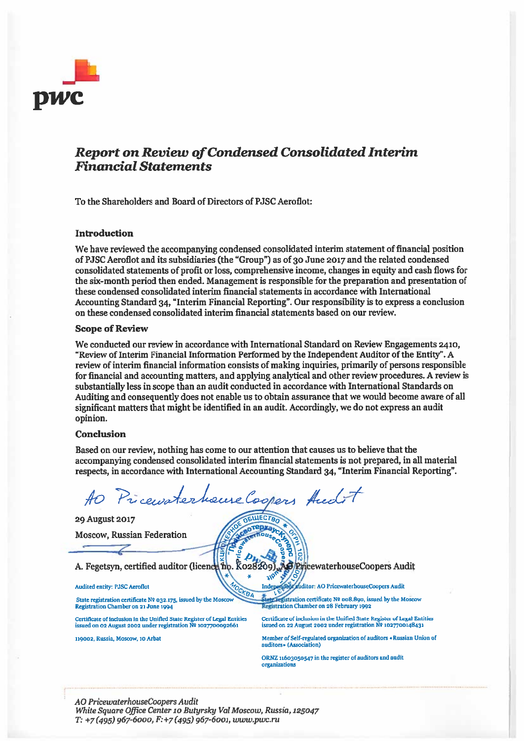# *Report on Review of Condensed Consolidated Interim Financial Statements*

To the Shareholders and Board of Directors of PJSC Aeroflot:

### Introduction

We have reviewed the accompanying condensed consolidated interim statement of financial position of PJSC Aeroflot and its subsidiaries (the "Group") as of 30 June 2017 and the related condensed consolidated statements of profit or loss, comprehensive income, changes in equity and cash flows for the six-month period then ended. Management is responsible for the preparation and presentation of these condensed consolidated interim financial statements in accordance with International Accounting Standard 34, "Interim Financial Reporting". Our responsibility is to express a conclusion on these condensed consolidated interim financial statements based on our review.

### Scope of Review

We conducted our review in accordance with International Standard on Review Engagements 2410, "Review of Interim Financial Information Performed by the Independent Auditor of the Entity". A review of interim financial information consists of making inquiries, primarily of persons responsible for financial and accounting matters, and applying analytical and other review procedures. A review is substantially less in scope than an audit conducted in accordance with International Standards on Auditing and consequently does not enable us to obtain assurance that we would become aware of all significant matters that might be identified in an audit. Accordingly, we do not express an audit opinion.

### Conclusion

Based on our review, nothing has come to our attention that causes us to believe that the accompanying condensed consolidated interim financial statements is not prepared, in all material respects, in accordance with International Accounting Standard 34, "Interim Financial Reporting".

AO PricewaterhouseCoopers Audit

29 August 2017

Moscow, Russian Federation

A. Fegetsyn, certified auditor (licence no. K028209), AO PricewaterhouseCoopers Audit

Audited entity: PJSC Aeroflot

State registration certificate № 032.175, issued by the Moscow Registration Chamber on 21 June 1994

Certificate of inclusion in the Unified State Register of Legal Entities issued on 02 August 2002 under registration № 1027700092661

119002, Russia, Moscow, 10 Arbat

Independent auditor: AO PricewaterhouseCoopers Audit

State registration certificate № 008.890, issued by the Moscow Registration Chamber on 28 February 1992

Certificate of inclusion in the Unified State Register of Legal Entities issued on 22 August 2002 under registration № 1027700148431

Member of Self-regulated organization of auditors «Russian Union of auditors» (Association)

ORNZ 11603050547 in the register of auditors and audit organizations

*AO PricewaterhouseCoopers Audit*
*White Square Office Center 10 Butyrsky Val Moscow, Russia, 125047*
*T: +7 (495) 967-6000, F:+7 (495) 967-6001, www.pwc.ru*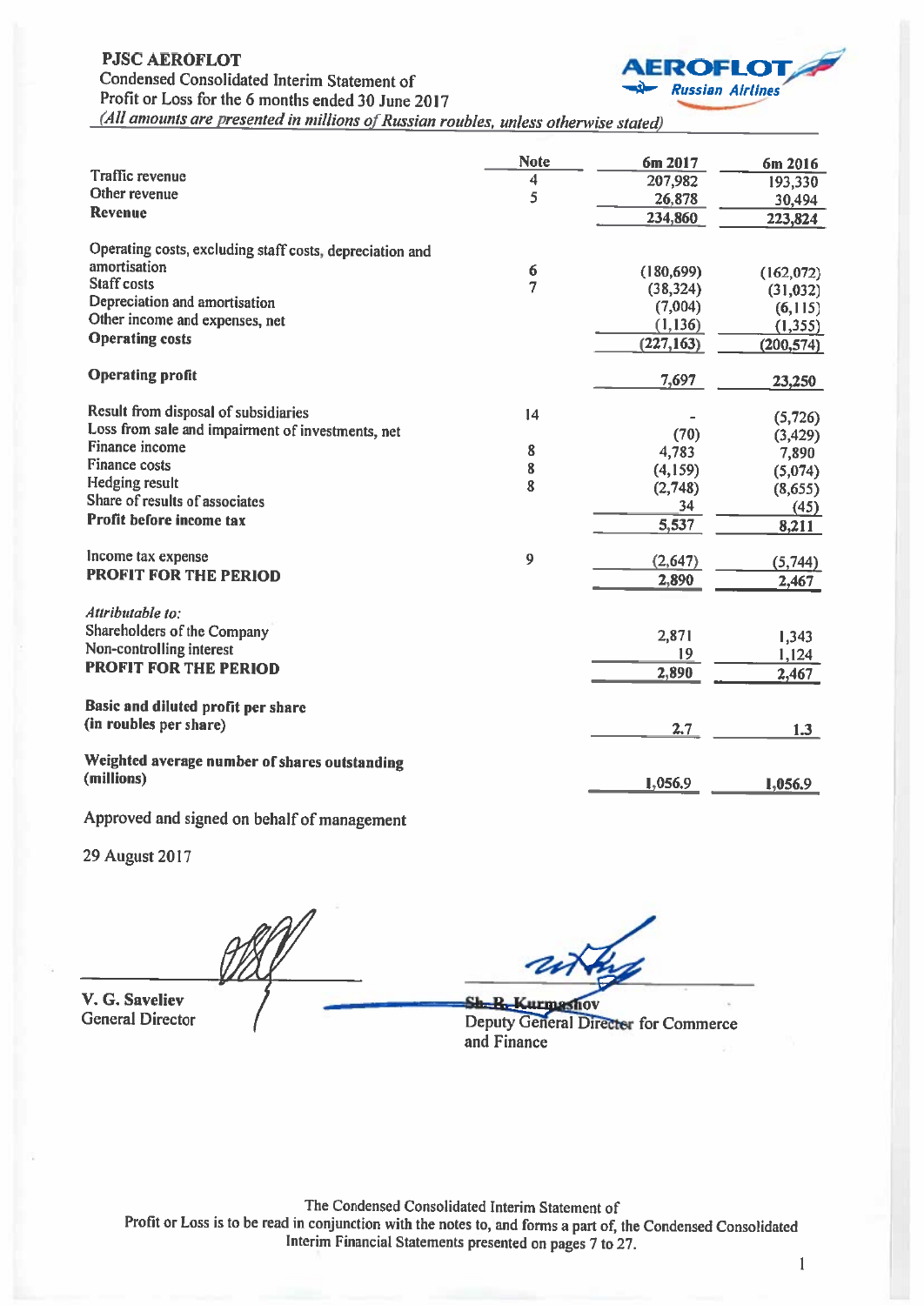**PJSC AEROFLOT**
Condensed Consolidated Interim Statement of
Profit or Loss for the 6 months ended 30 June 2017
*(All amounts are presented in millions of Russian roubles, unless otherwise stated)*

| | Note | 6m 2017 | 6m 2016 |
|---|---|---|---|
| Traffic revenue | 4 | 207,982 | 193,330 |
| Other revenue | 5 | 26,878 | 30,494 |
| **Revenue** | | 234,860 | 223,824 |
| | | | |
| Operating costs, excluding staff costs, depreciation and amortisation | 6 | (180,699) | (162,072) |
| Staff costs | 7 | (38,324) | (31,032) |
| Depreciation and amortisation | | (7,004) | (6,115) |
| Other income and expenses, net | | (1,136) | (1,355) |
| **Operating costs** | | (227,163) | (200,574) |
| | | | |
| **Operating profit** | | 7,697 | 23,250 |
| | | | |
| Result from disposal of subsidiaries | 14 | - | (5,726) |
| Loss from sale and impairment of investments, net | | (70) | (3,429) |
| Finance income | 8 | 4,783 | 7,890 |
| Finance costs | 8 | (4,159) | (5,074) |
| Hedging result | 8 | (2,748) | (8,655) |
| Share of results of associates | | 34 | (45) |
| **Profit before income tax** | | 5,537 | 8,211 |
| | | | |
| Income tax expense | 9 | (2,647) | (5,744) |
| **PROFIT FOR THE PERIOD** | | 2,890 | 2,467 |
| | | | |
| *Attributable to:* | | | |
| Shareholders of the Company | | 2,871 | 1,343 |
| Non-controlling interest | | 19 | 1,124 |
| **PROFIT FOR THE PERIOD** | | 2,890 | 2,467 |
| | | | |
| **Basic and diluted profit per share (in roubles per share)** | | 2.7 | 1.3 |
| | | | |
| **Weighted average number of shares outstanding (millions)** | | 1,056.9 | 1,056.9 |

Approved and signed on behalf of management

29 August 2017

**V. G. Saveliev**
General Director

**Sh. R. Kurmashov**
Deputy General Director for Commerce and Finance

The Condensed Consolidated Interim Statement of Profit or Loss is to be read in conjunction with the notes to, and forms a part of, the Condensed Consolidated Interim Financial Statements presented on pages 7 to 27.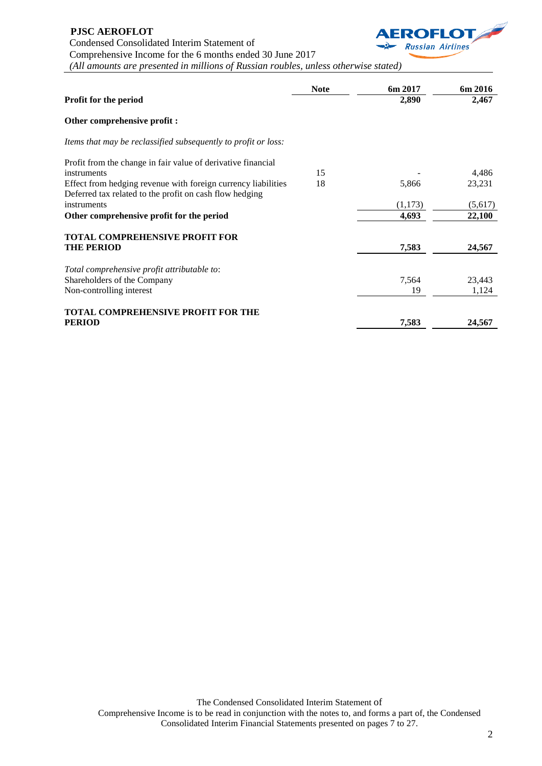**PJSC AEROFLOT**
Condensed Consolidated Interim Statement of
Comprehensive Income for the 6 months ended 30 June 2017
*(All amounts are presented in millions of Russian roubles, unless otherwise stated)*

| | Note | 6m 2017 | 6m 2016 |
|---|---|---|---|
| **Profit for the period** | | **2,890** | **2,467** |
| **Other comprehensive profit :** | | | |
| *Items that may be reclassified subsequently to profit or loss:* | | | |
| Profit from the change in fair value of derivative financial instruments | 15 | - | 4,486 |
| Effect from hedging revenue with foreign currency liabilities | 18 | 5,866 | 23,231 |
| Deferred tax related to the profit on cash flow hedging instruments | | (1,173) | (5,617) |
| **Other comprehensive profit for the period** | | **4,693** | **22,100** |
| **TOTAL COMPREHENSIVE PROFIT FOR THE PERIOD** | | **7,583** | **24,567** |
| *Total comprehensive profit attributable to*: | | | |
| Shareholders of the Company | | 7,564 | 23,443 |
| Non-controlling interest | | 19 | 1,124 |
| **TOTAL COMPREHENSIVE PROFIT FOR THE PERIOD** | | **7,583** | **24,567** |

The Condensed Consolidated Interim Statement of Comprehensive Income is to be read in conjunction with the notes to, and forms a part of, the Condensed Consolidated Interim Financial Statements presented on pages 7 to 27.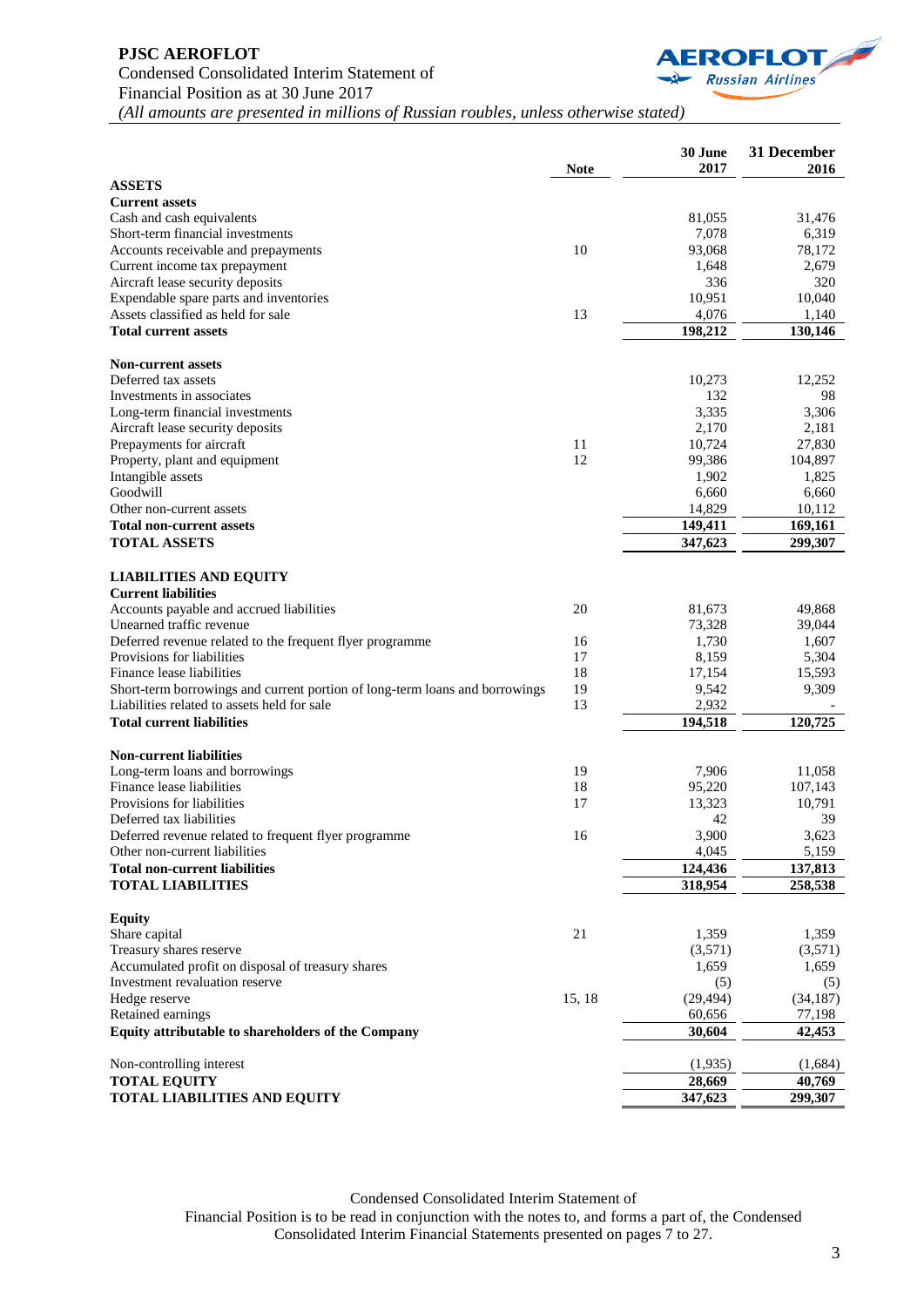**PJSC AEROFLOT**
Condensed Consolidated Interim Statement of
Financial Position as at 30 June 2017
*(All amounts are presented in millions of Russian roubles, unless otherwise stated)*

| | Note | 30 June 2017 | 31 December 2016 |
|---|---|---|---|
| **ASSETS** | | | |
| **Current assets** | | | |
| Cash and cash equivalents | | 81,055 | 31,476 |
| Short-term financial investments | | 7,078 | 6,319 |
| Accounts receivable and prepayments | 10 | 93,068 | 78,172 |
| Current income tax prepayment | | 1,648 | 2,679 |
| Aircraft lease security deposits | | 336 | 320 |
| Expendable spare parts and inventories | | 10,951 | 10,040 |
| Assets classified as held for sale | 13 | 4,076 | 1,140 |
| **Total current assets** | | **198,212** | **130,146** |
| | | | |
| **Non-current assets** | | | |
| Deferred tax assets | | 10,273 | 12,252 |
| Investments in associates | | 132 | 98 |
| Long-term financial investments | | 3,335 | 3,306 |
| Aircraft lease security deposits | | 2,170 | 2,181 |
| Prepayments for aircraft | 11 | 10,724 | 27,830 |
| Property, plant and equipment | 12 | 99,386 | 104,897 |
| Intangible assets | | 1,902 | 1,825 |
| Goodwill | | 6,660 | 6,660 |
| Other non-current assets | | 14,829 | 10,112 |
| **Total non-current assets** | | **149,411** | **169,161** |
| **TOTAL ASSETS** | | **347,623** | **299,307** |
| | | | |
| **LIABILITIES AND EQUITY** | | | |
| **Current liabilities** | | | |
| Accounts payable and accrued liabilities | 20 | 81,673 | 49,868 |
| Unearned traffic revenue | | 73,328 | 39,044 |
| Deferred revenue related to the frequent flyer programme | 16 | 1,730 | 1,607 |
| Provisions for liabilities | 17 | 8,159 | 5,304 |
| Finance lease liabilities | 18 | 17,154 | 15,593 |
| Short-term borrowings and current portion of long-term loans and borrowings | 19 | 9,542 | 9,309 |
| Liabilities related to assets held for sale | 13 | 2,932 | - |
| **Total current liabilities** | | **194,518** | **120,725** |
| | | | |
| **Non-current liabilities** | | | |
| Long-term loans and borrowings | 19 | 7,906 | 11,058 |
| Finance lease liabilities | 18 | 95,220 | 107,143 |
| Provisions for liabilities | 17 | 13,323 | 10,791 |
| Deferred tax liabilities | | 42 | 39 |
| Deferred revenue related to frequent flyer programme | 16 | 3,900 | 3,623 |
| Other non-current liabilities | | 4,045 | 5,159 |
| **Total non-current liabilities** | | **124,436** | **137,813** |
| **TOTAL LIABILITIES** | | **318,954** | **258,538** |
| | | | |
| **Equity** | | | |
| Share capital | 21 | 1,359 | 1,359 |
| Treasury shares reserve | | (3,571) | (3,571) |
| Accumulated profit on disposal of treasury shares | | 1,659 | 1,659 |
| Investment revaluation reserve | | (5) | (5) |
| Hedge reserve | 15, 18 | (29,494) | (34,187) |
| Retained earnings | | 60,656 | 77,198 |
| **Equity attributable to shareholders of the Company** | | **30,604** | **42,453** |
| | | | |
| Non-controlling interest | | (1,935) | (1,684) |
| **TOTAL EQUITY** | | **28,669** | **40,769** |
| **TOTAL LIABILITIES AND EQUITY** | | **347,623** | **299,307** |

Condensed Consolidated Interim Statement of Financial Position is to be read in conjunction with the notes to, and forms a part of, the Condensed Consolidated Interim Financial Statements presented on pages 7 to 27.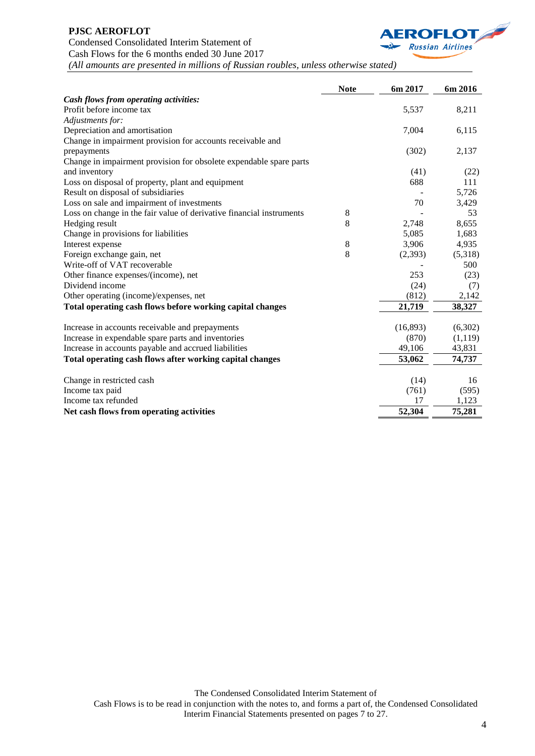**PJSC AEROFLOT**
Condensed Consolidated Interim Statement of
Cash Flows for the 6 months ended 30 June 2017
*(All amounts are presented in millions of Russian roubles, unless otherwise stated)*

| | Note | 6m 2017 | 6m 2016 |
|---|---|---|---|
| ***Cash flows from operating activities:*** | | | |
| Profit before income tax | | 5,537 | 8,211 |
| *Adjustments for:* | | | |
| Depreciation and amortisation | | 7,004 | 6,115 |
| Change in impairment provision for accounts receivable and prepayments | | (302) | 2,137 |
| Change in impairment provision for obsolete expendable spare parts and inventory | | (41) | (22) |
| Loss on disposal of property, plant and equipment | | 688 | 111 |
| Result on disposal of subsidiaries | | - | 5,726 |
| Loss on sale and impairment of investments | | 70 | 3,429 |
| Loss on change in the fair value of derivative financial instruments | 8 | - | 53 |
| Hedging result | 8 | 2,748 | 8,655 |
| Change in provisions for liabilities | | 5,085 | 1,683 |
| Interest expense | 8 | 3,906 | 4,935 |
| Foreign exchange gain, net | 8 | (2,393) | (5,318) |
| Write-off of VAT recoverable | | - | 500 |
| Other finance expenses/(income), net | | 253 | (23) |
| Dividend income | | (24) | (7) |
| Other operating (income)/expenses, net | | (812) | 2,142 |
| **Total operating cash flows before working capital changes** | | **21,719** | **38,327** |
| Increase in accounts receivable and prepayments | | (16,893) | (6,302) |
| Increase in expendable spare parts and inventories | | (870) | (1,119) |
| Increase in accounts payable and accrued liabilities | | 49,106 | 43,831 |
| **Total operating cash flows after working capital changes** | | **53,062** | **74,737** |
| Change in restricted cash | | (14) | 16 |
| Income tax paid | | (761) | (595) |
| Income tax refunded | | 17 | 1,123 |
| **Net cash flows from operating activities** | | **52,304** | **75,281** |

The Condensed Consolidated Interim Statement of Cash Flows is to be read in conjunction with the notes to, and forms a part of, the Condensed Consolidated Interim Financial Statements presented on pages 7 to 27.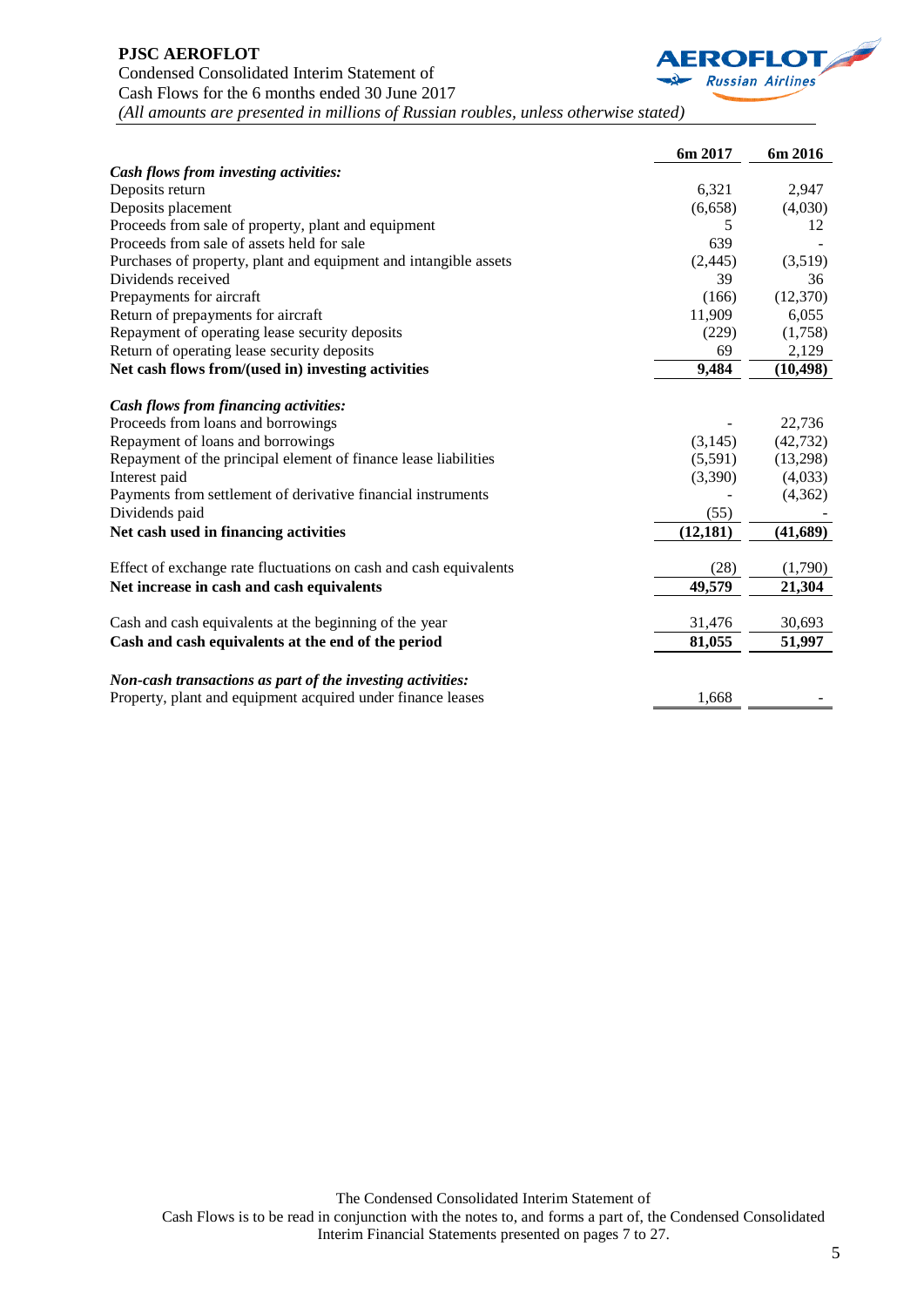**PJSC AEROFLOT**
Condensed Consolidated Interim Statement of
Cash Flows for the 6 months ended 30 June 2017
*(All amounts are presented in millions of Russian roubles, unless otherwise stated)*

| | 6m 2017 | 6m 2016 |
|---|---|---|
| ***Cash flows from investing activities:*** | | |
| Deposits return | 6,321 | 2,947 |
| Deposits placement | (6,658) | (4,030) |
| Proceeds from sale of property, plant and equipment | 5 | 12 |
| Proceeds from sale of assets held for sale | 639 | - |
| Purchases of property, plant and equipment and intangible assets | (2,445) | (3,519) |
| Dividends received | 39 | 36 |
| Prepayments for aircraft | (166) | (12,370) |
| Return of prepayments for aircraft | 11,909 | 6,055 |
| Repayment of operating lease security deposits | (229) | (1,758) |
| Return of operating lease security deposits | 69 | 2,129 |
| **Net cash flows from/(used in) investing activities** | **9,484** | **(10,498)** |
| ***Cash flows from financing activities:*** | | |
| Proceeds from loans and borrowings | - | 22,736 |
| Repayment of loans and borrowings | (3,145) | (42,732) |
| Repayment of the principal element of finance lease liabilities | (5,591) | (13,298) |
| Interest paid | (3,390) | (4,033) |
| Payments from settlement of derivative financial instruments | - | (4,362) |
| Dividends paid | (55) | - |
| **Net cash used in financing activities** | **(12,181)** | **(41,689)** |
| Effect of exchange rate fluctuations on cash and cash equivalents | (28) | (1,790) |
| **Net increase in cash and cash equivalents** | **49,579** | **21,304** |
| Cash and cash equivalents at the beginning of the year | 31,476 | 30,693 |
| **Cash and cash equivalents at the end of the period** | **81,055** | **51,997** |
| ***Non-cash transactions as part of the investing activities:*** | | |
| Property, plant and equipment acquired under finance leases | 1,668 | - |

The Condensed Consolidated Interim Statement of Cash Flows is to be read in conjunction with the notes to, and forms a part of, the Condensed Consolidated Interim Financial Statements presented on pages 7 to 27.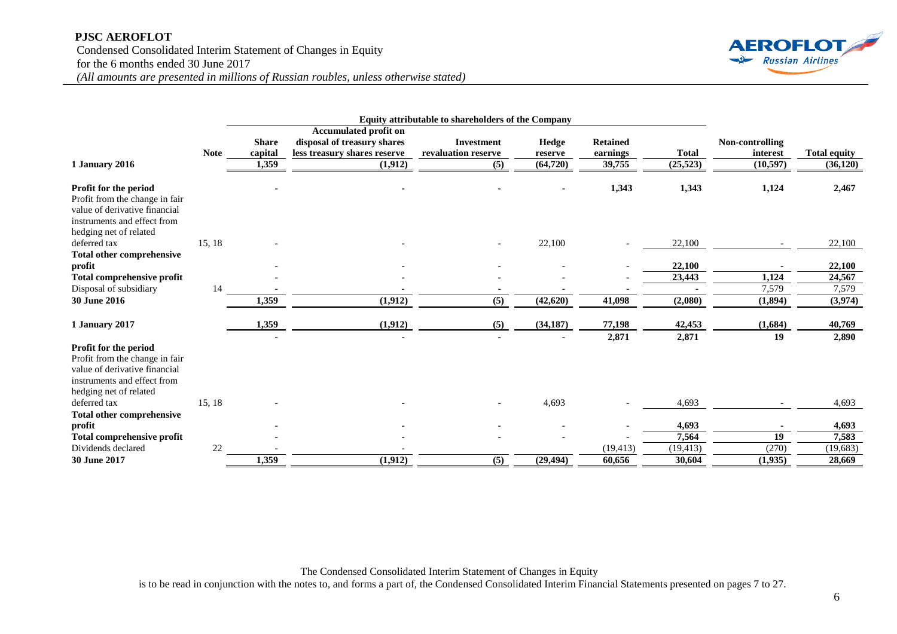**PJSC AEROFLOT**

Condensed Consolidated Interim Statement of Changes in Equity
for the 6 months ended 30 June 2017
*(All amounts are presented in millions of Russian roubles, unless otherwise stated)*

| | | Equity attributable to shareholders of the Company | | | | | | | |
|---|---|---|---|---|---|---|---|---|---|
| | Note | Share capital | Accumulated profit on disposal of treasury shares less treasury shares reserve | Investment revaluation reserve | Hedge reserve | Retained earnings | Total | Non-controlling interest | Total equity |
| **1 January 2016** | | **1,359** | **(1,912)** | **(5)** | **(64,720)** | **39,755** | **(25,523)** | **(10,597)** | **(36,120)** |
| **Profit for the period** | | **-** | **-** | **-** | **-** | **1,343** | **1,343** | **1,124** | **2,467** |
| Profit from the change in fair value of derivative financial instruments and effect from hedging net of related deferred tax | 15, 18 | - | - | - | 22,100 | - | 22,100 | - | 22,100 |
| **Total other comprehensive profit** | | - | - | - | - | - | **22,100** | **-** | **22,100** |
| **Total comprehensive profit** | | - | - | - | - | - | **23,443** | **1,124** | **24,567** |
| Disposal of subsidiary | 14 | - | - | - | - | - | - | 7,579 | 7,579 |
| **30 June 2016** | | **1,359** | **(1,912)** | **(5)** | **(42,620)** | **41,098** | **(2,080)** | **(1,894)** | **(3,974)** |
| **1 January 2017** | | **1,359** | **(1,912)** | **(5)** | **(34,187)** | **77,198** | **42,453** | **(1,684)** | **40,769** |
| **Profit for the period** | | **-** | **-** | **-** | **-** | **2,871** | **2,871** | **19** | **2,890** |
| Profit from the change in fair value of derivative financial instruments and effect from hedging net of related deferred tax | 15, 18 | - | - | - | 4,693 | - | 4,693 | - | 4,693 |
| **Total other comprehensive profit** | | - | - | - | - | - | **4,693** | **-** | **4,693** |
| **Total comprehensive profit** | | - | - | - | - | - | **7,564** | **19** | **7,583** |
| Dividends declared | 22 | - | - | | | (19,413) | (19,413) | (270) | (19,683) |
| **30 June 2017** | | **1,359** | **(1,912)** | **(5)** | **(29,494)** | **60,656** | **30,604** | **(1,935)** | **28,669** |

The Condensed Consolidated Interim Statement of Changes in Equity
is to be read in conjunction with the notes to, and forms a part of, the Condensed Consolidated Interim Financial Statements presented on pages 7 to 27.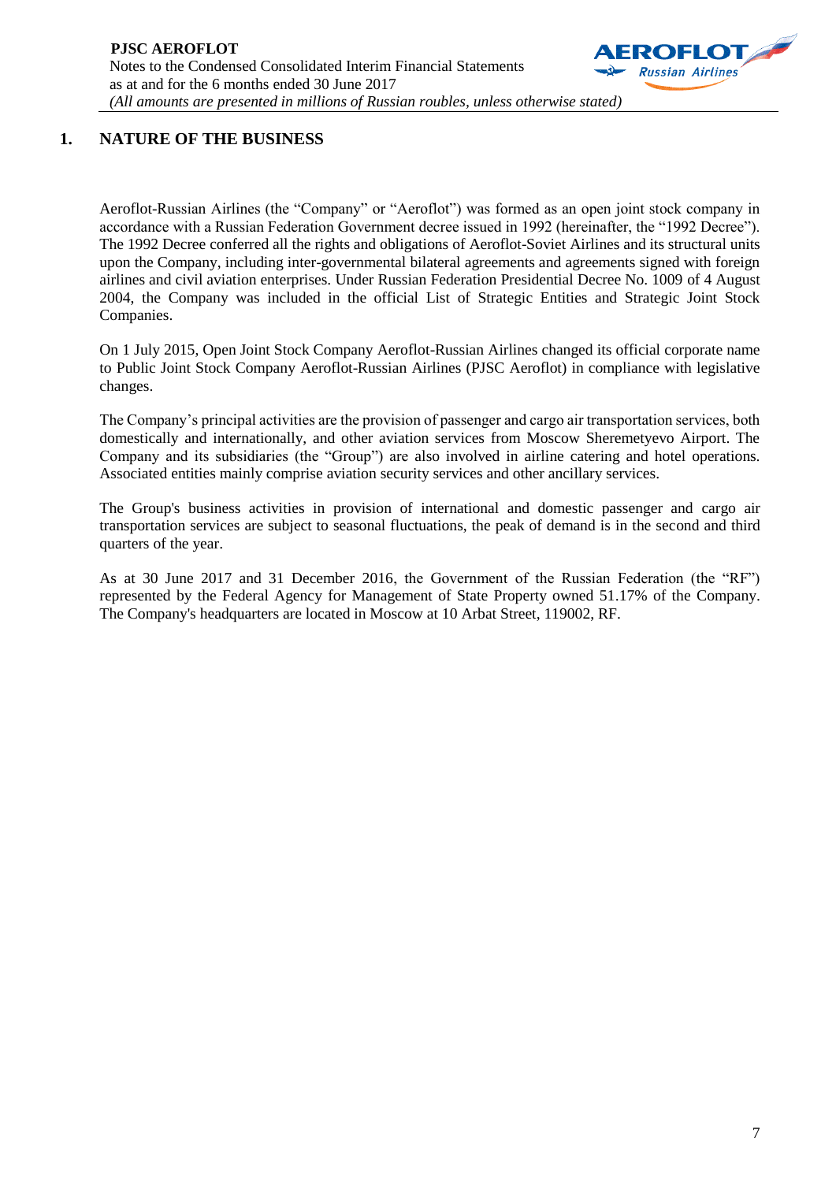# 1. NATURE OF THE BUSINESS

Aeroflot-Russian Airlines (the "Company" or "Aeroflot") was formed as an open joint stock company in accordance with a Russian Federation Government decree issued in 1992 (hereinafter, the "1992 Decree"). The 1992 Decree conferred all the rights and obligations of Aeroflot-Soviet Airlines and its structural units upon the Company, including inter-governmental bilateral agreements and agreements signed with foreign airlines and civil aviation enterprises. Under Russian Federation Presidential Decree No. 1009 of 4 August 2004, the Company was included in the official List of Strategic Entities and Strategic Joint Stock Companies.

On 1 July 2015, Open Joint Stock Company Aeroflot-Russian Airlines changed its official corporate name to Public Joint Stock Company Aeroflot-Russian Airlines (PJSC Aeroflot) in compliance with legislative changes.

The Company's principal activities are the provision of passenger and cargo air transportation services, both domestically and internationally, and other aviation services from Moscow Sheremetyevo Airport. The Company and its subsidiaries (the "Group") are also involved in airline catering and hotel operations. Associated entities mainly comprise aviation security services and other ancillary services.

The Group's business activities in provision of international and domestic passenger and cargo air transportation services are subject to seasonal fluctuations, the peak of demand is in the second and third quarters of the year.

As at 30 June 2017 and 31 December 2016, the Government of the Russian Federation (the "RF") represented by the Federal Agency for Management of State Property owned 51.17% of the Company. The Company's headquarters are located in Moscow at 10 Arbat Street, 119002, RF.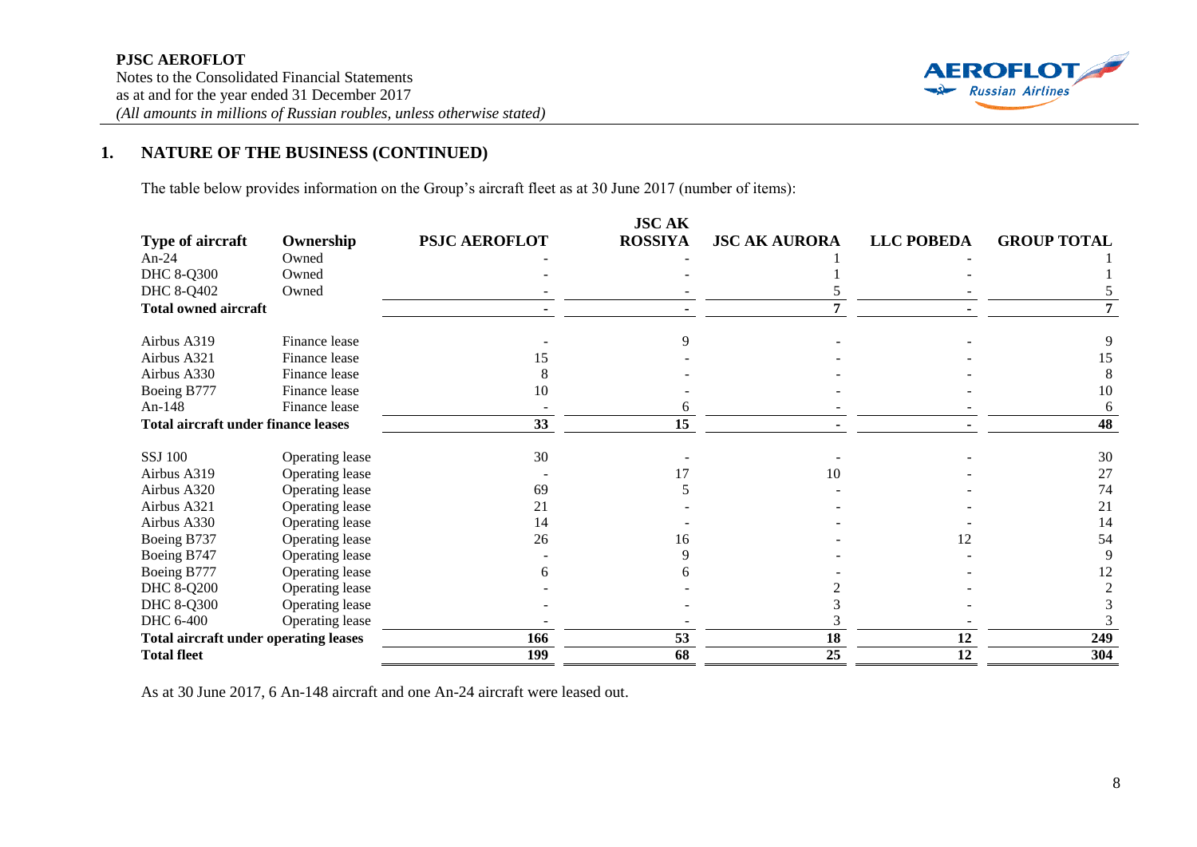## 1. NATURE OF THE BUSINESS (CONTINUED)

The table below provides information on the Group's aircraft fleet as at 30 June 2017 (number of items):

| Type of aircraft | Ownership | PSJC AEROFLOT | JSC AK ROSSIYA | JSC AK AURORA | LLC POBEDA | GROUP TOTAL |
|---|---|---|---|---|---|---|
| An-24 | Owned | - | - | 1 | - | 1 |
| DHC 8-Q300 | Owned | - | - | 1 | - | 1 |
| DHC 8-Q402 | Owned | - | - | 5 | - | 5 |
| **Total owned aircraft** | | **-** | **-** | **7** | **-** | **7** |
| Airbus A319 | Finance lease | - | 9 | - | - | 9 |
| Airbus A321 | Finance lease | 15 | - | - | - | 15 |
| Airbus A330 | Finance lease | 8 | - | - | - | 8 |
| Boeing B777 | Finance lease | 10 | - | - | - | 10 |
| An-148 | Finance lease | - | 6 | - | - | 6 |
| **Total aircraft under finance leases** | | **33** | **15** | **-** | **-** | **48** |
| SSJ 100 | Operating lease | 30 | - | - | - | 30 |
| Airbus A319 | Operating lease | - | 17 | 10 | - | 27 |
| Airbus A320 | Operating lease | 69 | 5 | - | - | 74 |
| Airbus A321 | Operating lease | 21 | - | - | - | 21 |
| Airbus A330 | Operating lease | 14 | - | - | - | 14 |
| Boeing B737 | Operating lease | 26 | 16 | - | 12 | 54 |
| Boeing B747 | Operating lease | - | 9 | - | - | 9 |
| Boeing B777 | Operating lease | 6 | 6 | - | - | 12 |
| DHC 8-Q200 | Operating lease | - | - | 2 | - | 2 |
| DHC 8-Q300 | Operating lease | - | - | 3 | - | 3 |
| DHC 6-400 | Operating lease | - | - | 3 | - | 3 |
| **Total aircraft under operating leases** | | **166** | **53** | **18** | **12** | **249** |
| **Total fleet** | | **199** | **68** | **25** | **12** | **304** |

As at 30 June 2017, 6 An-148 aircraft and one An-24 aircraft were leased out.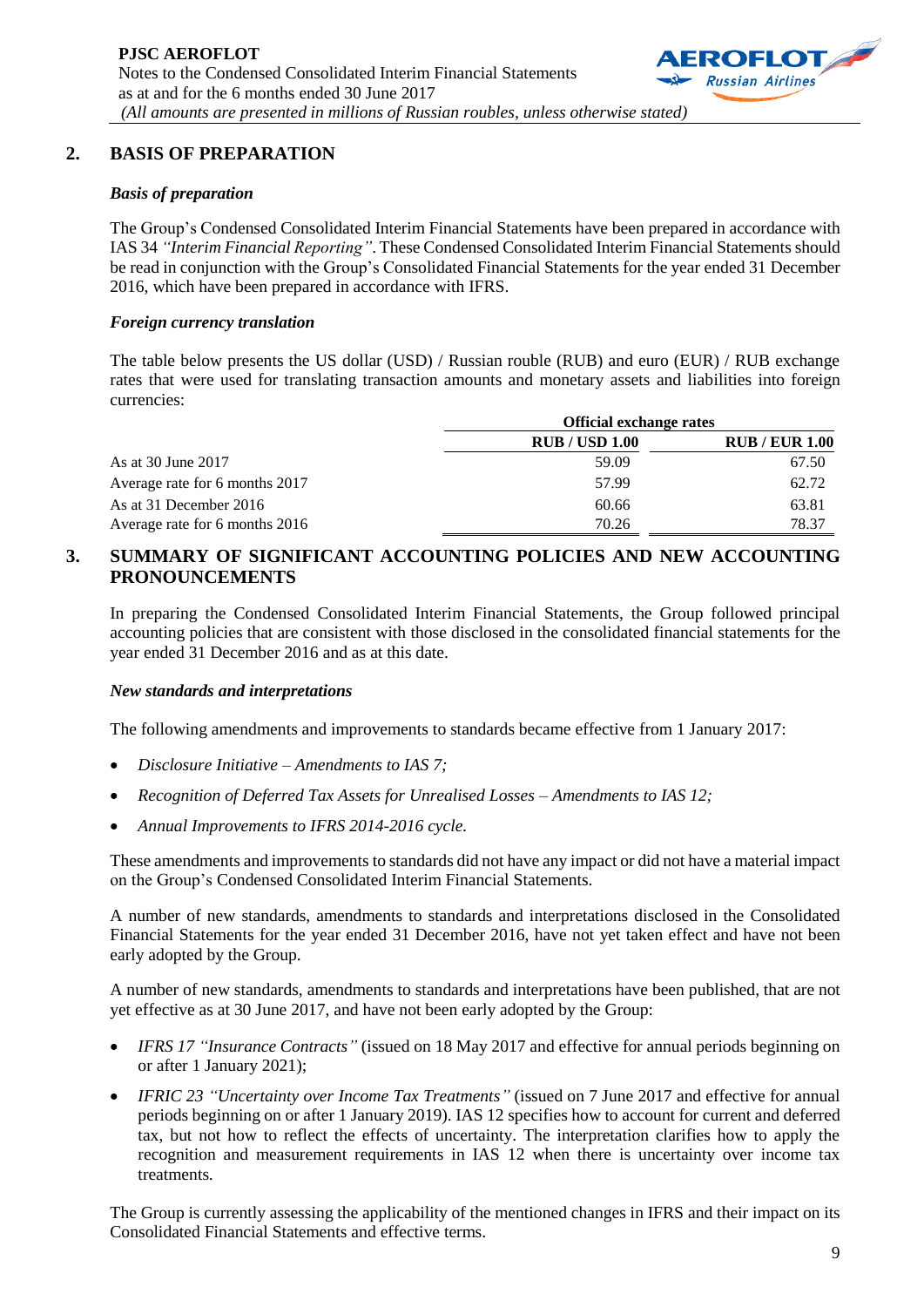## 2. BASIS OF PREPARATION

### *Basis of preparation*

The Group's Condensed Consolidated Interim Financial Statements have been prepared in accordance with IAS 34 *"Interim Financial Reporting"*. These Condensed Consolidated Interim Financial Statements should be read in conjunction with the Group's Consolidated Financial Statements for the year ended 31 December 2016, which have been prepared in accordance with IFRS.

### *Foreign currency translation*

The table below presents the US dollar (USD) / Russian rouble (RUB) and euro (EUR) / RUB exchange rates that were used for translating transaction amounts and monetary assets and liabilities into foreign currencies:

| | Official exchange rates | |
|---|---|---|
| | **RUB / USD 1.00** | **RUB / EUR 1.00** |
| As at 30 June 2017 | 59.09 | 67.50 |
| Average rate for 6 months 2017 | 57.99 | 62.72 |
| As at 31 December 2016 | 60.66 | 63.81 |
| Average rate for 6 months 2016 | 70.26 | 78.37 |

## 3. SUMMARY OF SIGNIFICANT ACCOUNTING POLICIES AND NEW ACCOUNTING PRONOUNCEMENTS

In preparing the Condensed Consolidated Interim Financial Statements, the Group followed principal accounting policies that are consistent with those disclosed in the consolidated financial statements for the year ended 31 December 2016 and as at this date.

### *New standards and interpretations*

The following amendments and improvements to standards became effective from 1 January 2017:

- *Disclosure Initiative – Amendments to IAS 7;*
- *Recognition of Deferred Tax Assets for Unrealised Losses – Amendments to IAS 12;*
- *Annual Improvements to IFRS 2014-2016 cycle.*

These amendments and improvements to standards did not have any impact or did not have a material impact on the Group's Condensed Consolidated Interim Financial Statements.

A number of new standards, amendments to standards and interpretations disclosed in the Consolidated Financial Statements for the year ended 31 December 2016, have not yet taken effect and have not been early adopted by the Group.

A number of new standards, amendments to standards and interpretations have been published, that are not yet effective as at 30 June 2017, and have not been early adopted by the Group:

- *IFRS 17 "Insurance Contracts"* (issued on 18 May 2017 and effective for annual periods beginning on or after 1 January 2021);
- *IFRIC 23 "Uncertainty over Income Tax Treatments"* (issued on 7 June 2017 and effective for annual periods beginning on or after 1 January 2019). IAS 12 specifies how to account for current and deferred tax, but not how to reflect the effects of uncertainty. The interpretation clarifies how to apply the recognition and measurement requirements in IAS 12 when there is uncertainty over income tax treatments.

The Group is currently assessing the applicability of the mentioned changes in IFRS and their impact on its Consolidated Financial Statements and effective terms.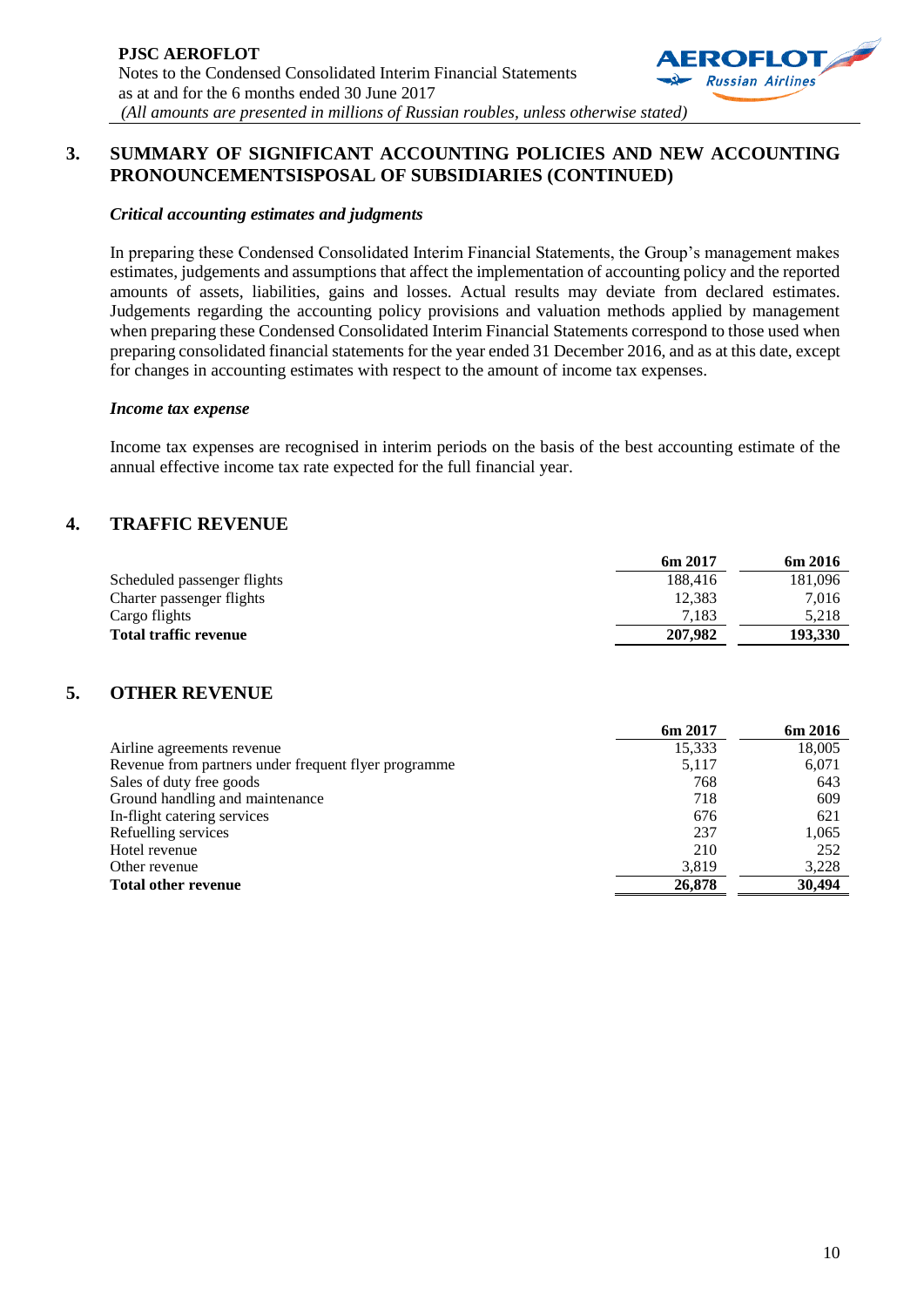## 3. SUMMARY OF SIGNIFICANT ACCOUNTING POLICIES AND NEW ACCOUNTING PRONOUNCEMENTSISPOSAL OF SUBSIDIARIES (CONTINUED)

### *Critical accounting estimates and judgments*

In preparing these Condensed Consolidated Interim Financial Statements, the Group's management makes estimates, judgements and assumptions that affect the implementation of accounting policy and the reported amounts of assets, liabilities, gains and losses. Actual results may deviate from declared estimates. Judgements regarding the accounting policy provisions and valuation methods applied by management when preparing these Condensed Consolidated Interim Financial Statements correspond to those used when preparing consolidated financial statements for the year ended 31 December 2016, and as at this date, except for changes in accounting estimates with respect to the amount of income tax expenses.

### *Income tax expense*

Income tax expenses are recognised in interim periods on the basis of the best accounting estimate of the annual effective income tax rate expected for the full financial year.

## 4. TRAFFIC REVENUE

| | 6m 2017 | 6m 2016 |
|---|---|---|
| Scheduled passenger flights | 188,416 | 181,096 |
| Charter passenger flights | 12,383 | 7,016 |
| Cargo flights | 7,183 | 5,218 |
| **Total traffic revenue** | **207,982** | **193,330** |

## 5. OTHER REVENUE

| | 6m 2017 | 6m 2016 |
|---|---|---|
| Airline agreements revenue | 15,333 | 18,005 |
| Revenue from partners under frequent flyer programme | 5,117 | 6,071 |
| Sales of duty free goods | 768 | 643 |
| Ground handling and maintenance | 718 | 609 |
| In-flight catering services | 676 | 621 |
| Refuelling services | 237 | 1,065 |
| Hotel revenue | 210 | 252 |
| Other revenue | 3,819 | 3,228 |
| **Total other revenue** | **26,878** | **30,494** |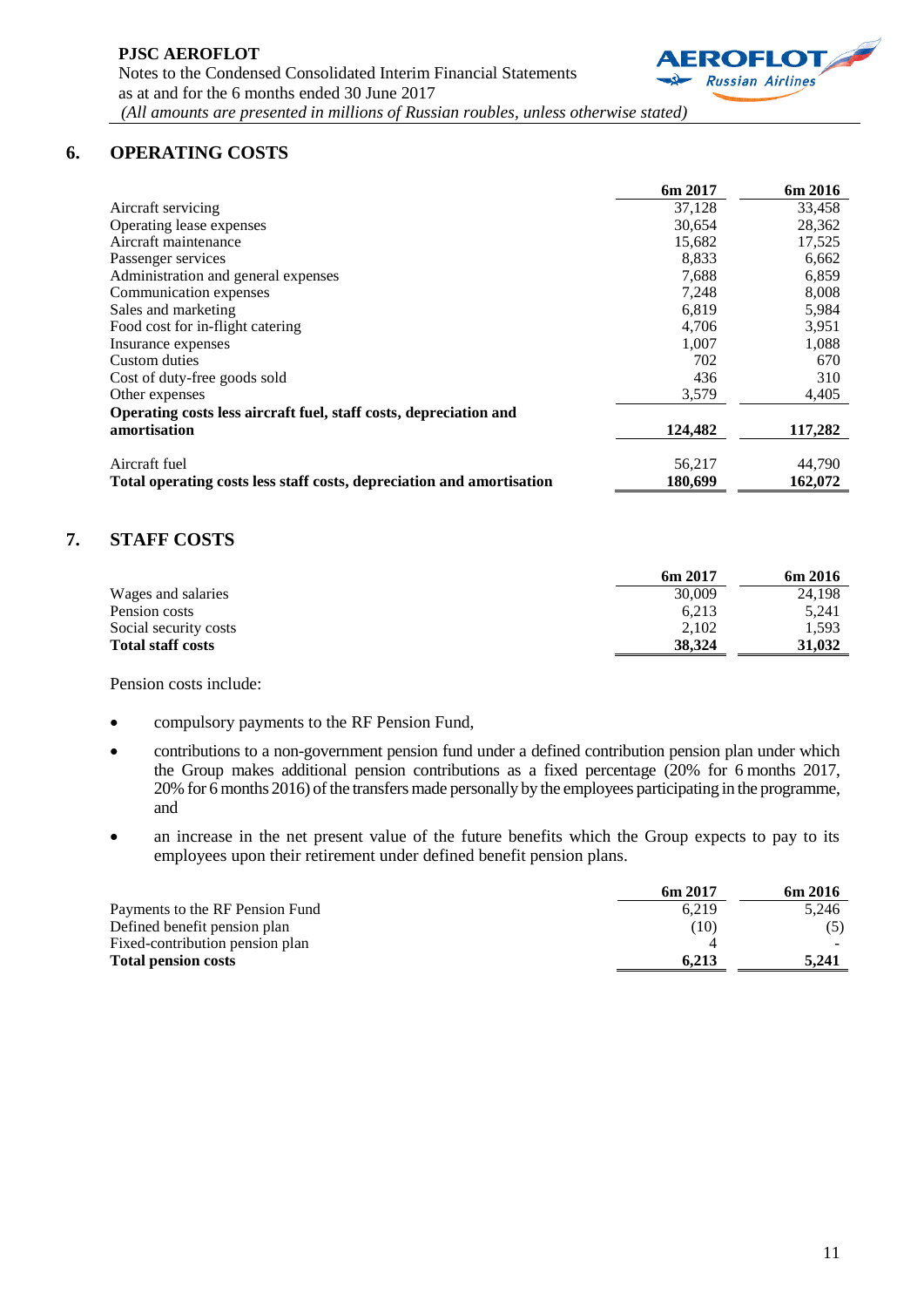## 6. OPERATING COSTS

| | 6m 2017 | 6m 2016 |
|---|---|---|
| Aircraft servicing | 37,128 | 33,458 |
| Operating lease expenses | 30,654 | 28,362 |
| Aircraft maintenance | 15,682 | 17,525 |
| Passenger services | 8,833 | 6,662 |
| Administration and general expenses | 7,688 | 6,859 |
| Communication expenses | 7,248 | 8,008 |
| Sales and marketing | 6,819 | 5,984 |
| Food cost for in-flight catering | 4,706 | 3,951 |
| Insurance expenses | 1,007 | 1,088 |
| Custom duties | 702 | 670 |
| Cost of duty-free goods sold | 436 | 310 |
| Other expenses | 3,579 | 4,405 |
| **Operating costs less aircraft fuel, staff costs, depreciation and amortisation** | **124,482** | **117,282** |
| Aircraft fuel | 56,217 | 44,790 |
| **Total operating costs less staff costs, depreciation and amortisation** | **180,699** | **162,072** |

## 7. STAFF COSTS

| | 6m 2017 | 6m 2016 |
|---|---|---|
| Wages and salaries | 30,009 | 24,198 |
| Pension costs | 6,213 | 5,241 |
| Social security costs | 2,102 | 1,593 |
| **Total staff costs** | **38,324** | **31,032** |

Pension costs include:

- compulsory payments to the RF Pension Fund,
- contributions to a non-government pension fund under a defined contribution pension plan under which the Group makes additional pension contributions as a fixed percentage (20% for 6 months 2017, 20% for 6 months 2016) of the transfers made personally by the employees participating in the programme, and
- an increase in the net present value of the future benefits which the Group expects to pay to its employees upon their retirement under defined benefit pension plans.

| | 6m 2017 | 6m 2016 |
|---|---|---|
| Payments to the RF Pension Fund | 6,219 | 5,246 |
| Defined benefit pension plan | (10) | (5) |
| Fixed-contribution pension plan | 4 | - |
| **Total pension costs** | **6,213** | **5,241** |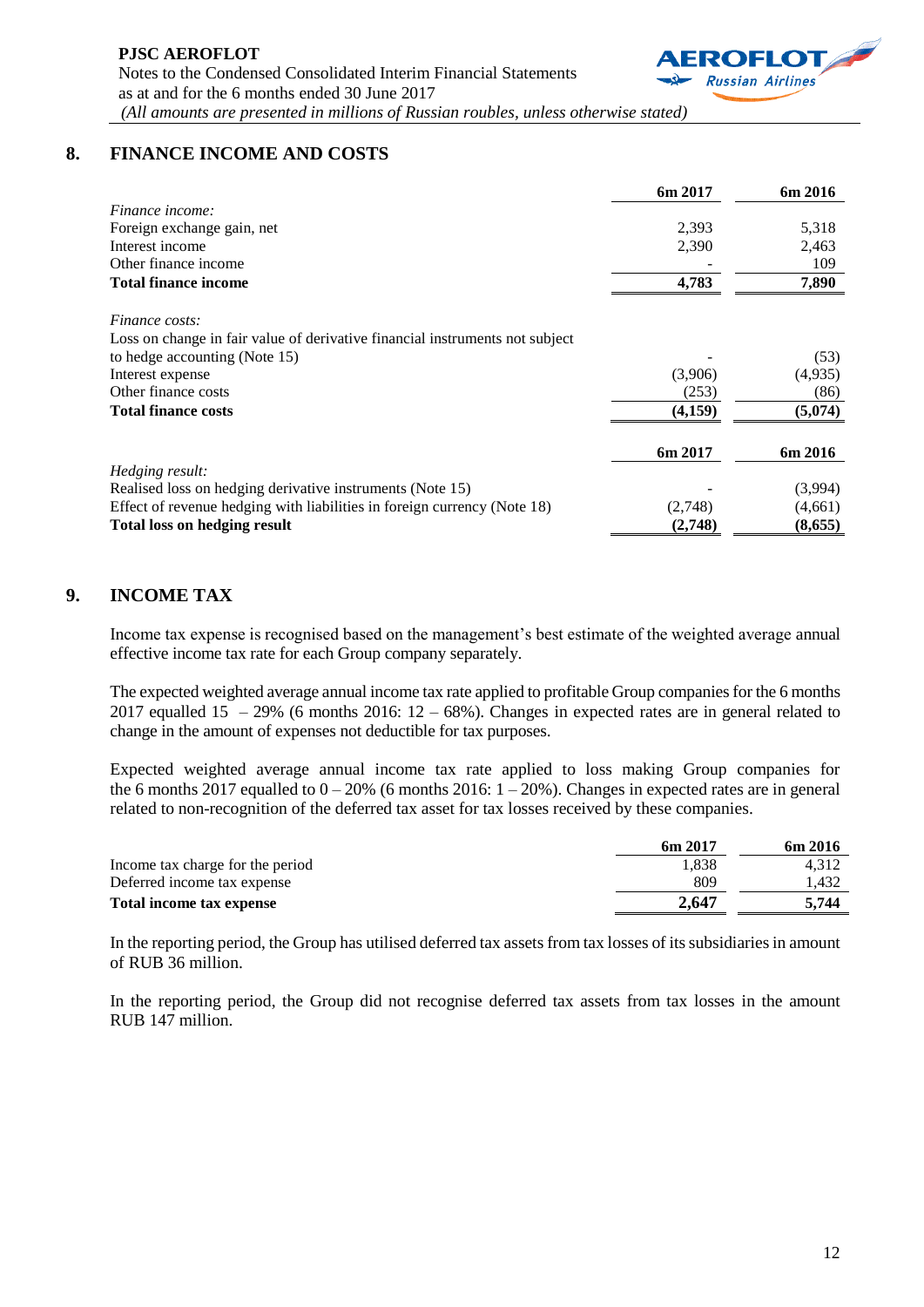## 8. FINANCE INCOME AND COSTS

| | 6m 2017 | 6m 2016 |
|---|---|---|
| *Finance income:* | | |
| Foreign exchange gain, net | 2,393 | 5,318 |
| Interest income | 2,390 | 2,463 |
| Other finance income | - | 109 |
| **Total finance income** | **4,783** | **7,890** |
| *Finance costs:* | | |
| Loss on change in fair value of derivative financial instruments not subject to hedge accounting (Note 15) | - | (53) |
| Interest expense | (3,906) | (4,935) |
| Other finance costs | (253) | (86) |
| **Total finance costs** | **(4,159)** | **(5,074)** |

| | 6m 2017 | 6m 2016 |
|---|---|---|
| *Hedging result:* | | |
| Realised loss on hedging derivative instruments (Note 15) | - | (3,994) |
| Effect of revenue hedging with liabilities in foreign currency (Note 18) | (2,748) | (4,661) |
| **Total loss on hedging result** | **(2,748)** | **(8,655)** |

## 9. INCOME TAX

Income tax expense is recognised based on the management's best estimate of the weighted average annual effective income tax rate for each Group company separately.

The expected weighted average annual income tax rate applied to profitable Group companies for the 6 months 2017 equalled 15 – 29% (6 months 2016: 12 – 68%). Changes in expected rates are in general related to change in the amount of expenses not deductible for tax purposes.

Expected weighted average annual income tax rate applied to loss making Group companies for the 6 months 2017 equalled to 0 – 20% (6 months 2016: 1 – 20%). Changes in expected rates are in general related to non-recognition of the deferred tax asset for tax losses received by these companies.

| | 6m 2017 | 6m 2016 |
|---|---|---|
| Income tax charge for the period | 1,838 | 4,312 |
| Deferred income tax expense | 809 | 1,432 |
| **Total income tax expense** | **2,647** | **5,744** |

In the reporting period, the Group has utilised deferred tax assets from tax losses of its subsidiaries in amount of RUB 36 million.

In the reporting period, the Group did not recognise deferred tax assets from tax losses in the amount RUB 147 million.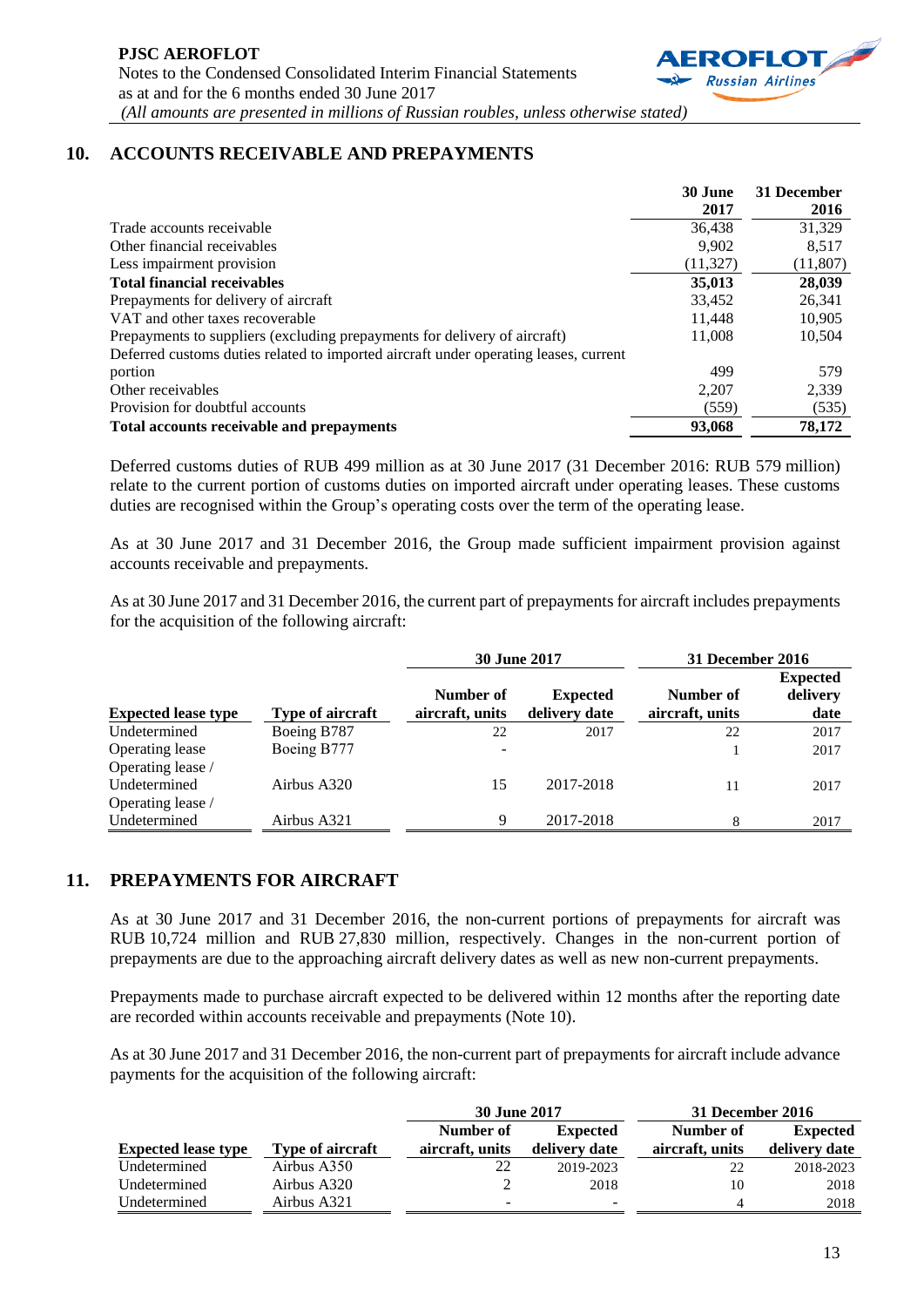## 10. ACCOUNTS RECEIVABLE AND PREPAYMENTS

| | 30 June 2017 | 31 December 2016 |
|---|---|---|
| Trade accounts receivable | 36,438 | 31,329 |
| Other financial receivables | 9,902 | 8,517 |
| Less impairment provision | (11,327) | (11,807) |
| **Total financial receivables** | **35,013** | **28,039** |
| Prepayments for delivery of aircraft | 33,452 | 26,341 |
| VAT and other taxes recoverable | 11,448 | 10,905 |
| Prepayments to suppliers (excluding prepayments for delivery of aircraft) | 11,008 | 10,504 |
| Deferred customs duties related to imported aircraft under operating leases, current portion | 499 | 579 |
| Other receivables | 2,207 | 2,339 |
| Provision for doubtful accounts | (559) | (535) |
| **Total accounts receivable and prepayments** | **93,068** | **78,172** |

Deferred customs duties of RUB 499 million as at 30 June 2017 (31 December 2016: RUB 579 million) relate to the current portion of customs duties on imported aircraft under operating leases. These customs duties are recognised within the Group's operating costs over the term of the operating lease.

As at 30 June 2017 and 31 December 2016, the Group made sufficient impairment provision against accounts receivable and prepayments.

As at 30 June 2017 and 31 December 2016, the current part of prepayments for aircraft includes prepayments for the acquisition of the following aircraft:

| | | 30 June 2017 | | 31 December 2016 | |
|---|---|---|---|---|---|
| **Expected lease type** | **Type of aircraft** | **Number of aircraft, units** | **Expected delivery date** | **Number of aircraft, units** | **Expected delivery date** |
| Undetermined | Boeing B787 | 22 | 2017 | 22 | 2017 |
| Operating lease | Boeing B777 | - | | 1 | 2017 |
| Operating lease / Undetermined | Airbus A320 | 15 | 2017-2018 | 11 | 2017 |
| Operating lease / Undetermined | Airbus A321 | 9 | 2017-2018 | 8 | 2017 |

## 11. PREPAYMENTS FOR AIRCRAFT

As at 30 June 2017 and 31 December 2016, the non-current portions of prepayments for aircraft was RUB 10,724 million and RUB 27,830 million, respectively. Changes in the non-current portion of prepayments are due to the approaching aircraft delivery dates as well as new non-current prepayments.

Prepayments made to purchase aircraft expected to be delivered within 12 months after the reporting date are recorded within accounts receivable and prepayments (Note 10).

As at 30 June 2017 and 31 December 2016, the non-current part of prepayments for aircraft include advance payments for the acquisition of the following aircraft:

| | | 30 June 2017 | | 31 December 2016 | |
|---|---|---|---|---|---|
| **Expected lease type** | **Type of aircraft** | **Number of aircraft, units** | **Expected delivery date** | **Number of aircraft, units** | **Expected delivery date** |
| Undetermined | Airbus A350 | 22 | 2019-2023 | 22 | 2018-2023 |
| Undetermined | Airbus A320 | 2 | 2018 | 10 | 2018 |
| Undetermined | Airbus A321 | - | - | 4 | 2018 |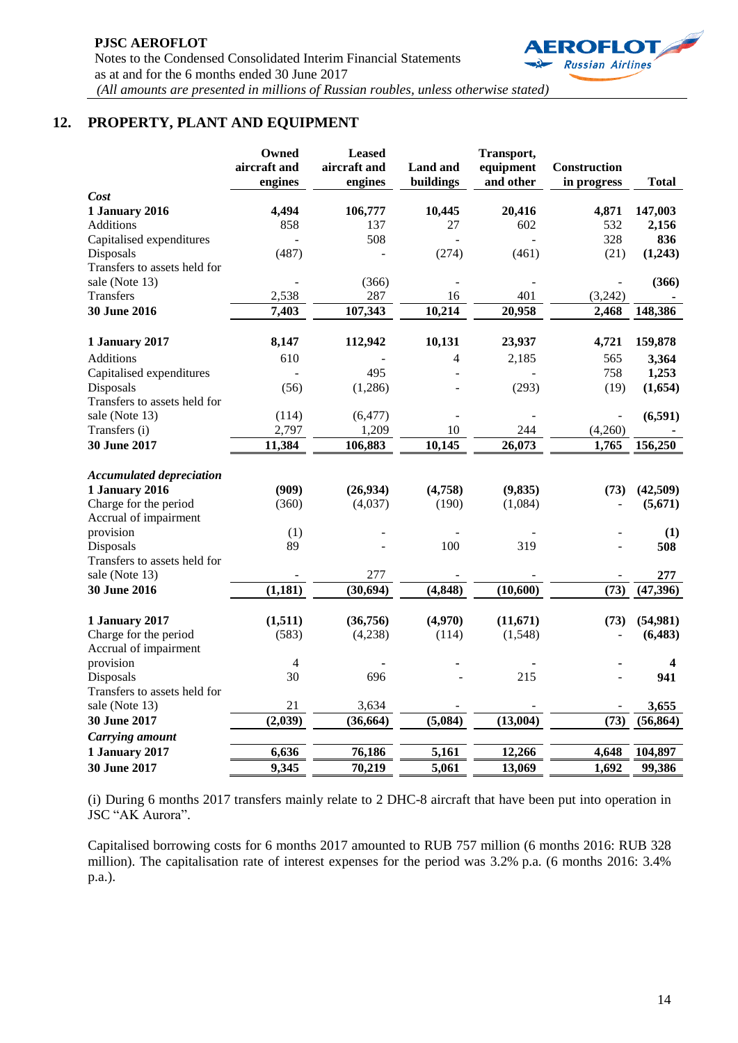## 12. PROPERTY, PLANT AND EQUIPMENT

| | Owned aircraft and engines | Leased aircraft and engines | Land and buildings | Transport, equipment and other | Construction in progress | Total |
|---|---|---|---|---|---|---|
| ***Cost*** | | | | | | |
| **1 January 2016** | **4,494** | **106,777** | **10,445** | **20,416** | **4,871** | **147,003** |
| Additions | 858 | 137 | 27 | 602 | 532 | **2,156** |
| Capitalised expenditures | - | 508 | - | - | 328 | **836** |
| Disposals | (487) | - | (274) | (461) | (21) | **(1,243)** |
| Transfers to assets held for sale (Note 13) | - | (366) | - | - | - | **(366)** |
| Transfers | 2,538 | 287 | 16 | 401 | (3,242) | **-** |
| **30 June 2016** | **7,403** | **107,343** | **10,214** | **20,958** | **2,468** | **148,386** |
| **1 January 2017** | **8,147** | **112,942** | **10,131** | **23,937** | **4,721** | **159,878** |
| Additions | 610 | - | 4 | 2,185 | 565 | **3,364** |
| Capitalised expenditures | - | 495 | - | - | 758 | **1,253** |
| Disposals | (56) | (1,286) | - | (293) | (19) | **(1,654)** |
| Transfers to assets held for sale (Note 13) | (114) | (6,477) | - | - | - | **(6,591)** |
| Transfers (i) | 2,797 | 1,209 | 10 | 244 | (4,260) | **-** |
| **30 June 2017** | **11,384** | **106,883** | **10,145** | **26,073** | **1,765** | **156,250** |
| ***Accumulated depreciation*** | | | | | | |
| **1 January 2016** | **(909)** | **(26,934)** | **(4,758)** | **(9,835)** | **(73)** | **(42,509)** |
| Charge for the period | (360) | (4,037) | (190) | (1,084) | - | **(5,671)** |
| Accrual of impairment provision | (1) | - | - | - | - | **(1)** |
| Disposals | 89 | - | 100 | 319 | - | **508** |
| Transfers to assets held for sale (Note 13) | - | 277 | - | - | - | **277** |
| **30 June 2016** | **(1,181)** | **(30,694)** | **(4,848)** | **(10,600)** | **(73)** | **(47,396)** |
| **1 January 2017** | **(1,511)** | **(36,756)** | **(4,970)** | **(11,671)** | **(73)** | **(54,981)** |
| Charge for the period | (583) | (4,238) | (114) | (1,548) | - | **(6,483)** |
| Accrual of impairment provision | 4 | - | - | - | - | **4** |
| Disposals | 30 | 696 | - | 215 | - | **941** |
| Transfers to assets held for sale (Note 13) | 21 | 3,634 | - | - | - | **3,655** |
| **30 June 2017** | **(2,039)** | **(36,664)** | **(5,084)** | **(13,004)** | **(73)** | **(56,864)** |
| ***Carrying amount*** | | | | | | |
| **1 January 2017** | **6,636** | **76,186** | **5,161** | **12,266** | **4,648** | **104,897** |
| **30 June 2017** | **9,345** | **70,219** | **5,061** | **13,069** | **1,692** | **99,386** |

(i) During 6 months 2017 transfers mainly relate to 2 DHC-8 aircraft that have been put into operation in JSC "AK Aurora".

Capitalised borrowing costs for 6 months 2017 amounted to RUB 757 million (6 months 2016: RUB 328 million). The capitalisation rate of interest expenses for the period was 3.2% p.a. (6 months 2016: 3.4% p.a.).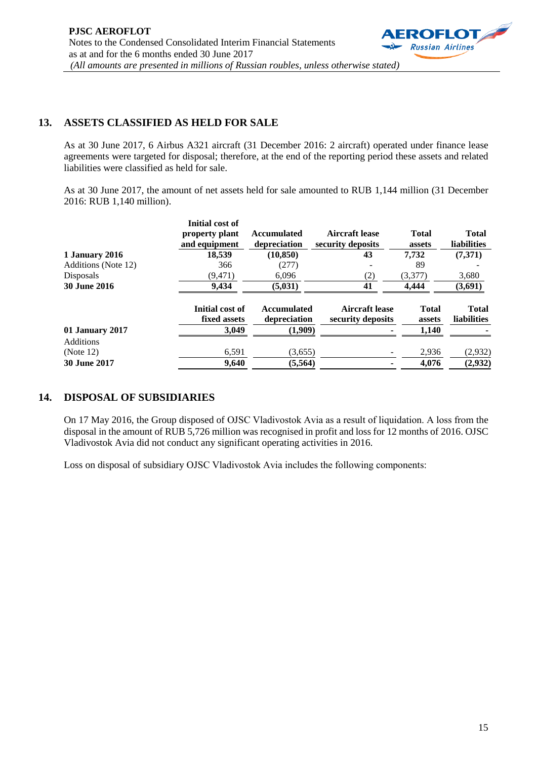## 13. ASSETS CLASSIFIED AS HELD FOR SALE

As at 30 June 2017, 6 Airbus A321 aircraft (31 December 2016: 2 aircraft) operated under finance lease agreements were targeted for disposal; therefore, at the end of the reporting period these assets and related liabilities were classified as held for sale.

As at 30 June 2017, the amount of net assets held for sale amounted to RUB 1,144 million (31 December 2016: RUB 1,140 million).

| | Initial cost of property plant and equipment | Accumulated depreciation | Aircraft lease security deposits | Total assets | Total liabilities |
|---|---|---|---|---|---|
| **1 January 2016** | **18,539** | **(10,850)** | **43** | **7,732** | **(7,371)** |
| Additions (Note 12) | 366 | (277) | - | 89 | - |
| Disposals | (9,471) | 6,096 | (2) | (3,377) | 3,680 |
| **30 June 2016** | **9,434** | **(5,031)** | **41** | **4,444** | **(3,691)** |

| | Initial cost of fixed assets | Accumulated depreciation | Aircraft lease security deposits | Total assets | Total liabilities |
|---|---|---|---|---|---|
| **01 January 2017** | **3,049** | **(1,909)** | **-** | **1,140** | **-** |
| Additions (Note 12) | 6,591 | (3,655) | - | 2,936 | (2,932) |
| **30 June 2017** | **9,640** | **(5,564)** | **-** | **4,076** | **(2,932)** |

## 14. DISPOSAL OF SUBSIDIARIES

On 17 May 2016, the Group disposed of OJSC Vladivostok Avia as a result of liquidation. A loss from the disposal in the amount of RUB 5,726 million was recognised in profit and loss for 12 months of 2016. OJSC Vladivostok Avia did not conduct any significant operating activities in 2016.

Loss on disposal of subsidiary OJSC Vladivostok Avia includes the following components: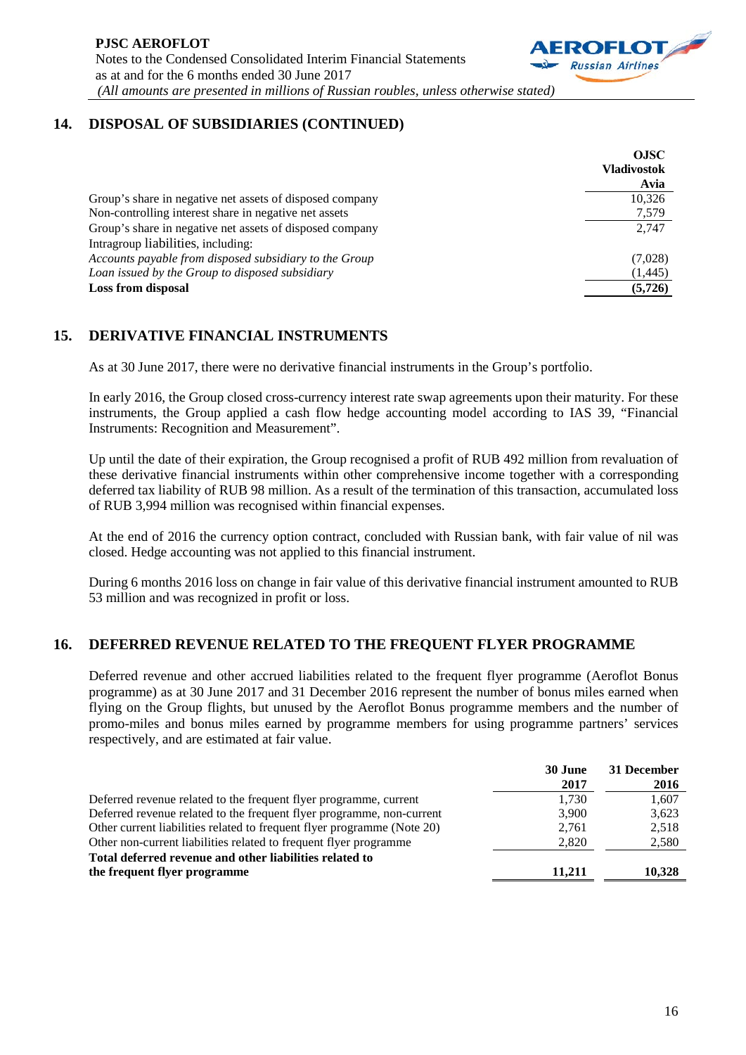## 14. DISPOSAL OF SUBSIDIARIES (CONTINUED)

| | OJSC Vladivostok Avia |
|---|---|
| Group's share in negative net assets of disposed company | 10,326 |
| Non-controlling interest share in negative net assets | 7,579 |
| Group's share in negative net assets of disposed company | 2,747 |
| Intragroup liabilities, including: | |
| *Accounts payable from disposed subsidiary to the Group* | (7,028) |
| *Loan issued by the Group to disposed subsidiary* | (1,445) |
| **Loss from disposal** | **(5,726)** |

## 15. DERIVATIVE FINANCIAL INSTRUMENTS

As at 30 June 2017, there were no derivative financial instruments in the Group's portfolio.

In early 2016, the Group closed cross-currency interest rate swap agreements upon their maturity. For these instruments, the Group applied a cash flow hedge accounting model according to IAS 39, "Financial Instruments: Recognition and Measurement".

Up until the date of their expiration, the Group recognised a profit of RUB 492 million from revaluation of these derivative financial instruments within other comprehensive income together with a corresponding deferred tax liability of RUB 98 million. As a result of the termination of this transaction, accumulated loss of RUB 3,994 million was recognised within financial expenses.

At the end of 2016 the currency option contract, concluded with Russian bank, with fair value of nil was closed. Hedge accounting was not applied to this financial instrument.

During 6 months 2016 loss on change in fair value of this derivative financial instrument amounted to RUB 53 million and was recognized in profit or loss.

## 16. DEFERRED REVENUE RELATED TO THE FREQUENT FLYER PROGRAMME

Deferred revenue and other accrued liabilities related to the frequent flyer programme (Aeroflot Bonus programme) as at 30 June 2017 and 31 December 2016 represent the number of bonus miles earned when flying on the Group flights, but unused by the Aeroflot Bonus programme members and the number of promo-miles and bonus miles earned by programme members for using programme partners' services respectively, and are estimated at fair value.

| | 30 June 2017 | 31 December 2016 |
|---|---|---|
| Deferred revenue related to the frequent flyer programme, current | 1,730 | 1,607 |
| Deferred revenue related to the frequent flyer programme, non-current | 3,900 | 3,623 |
| Other current liabilities related to frequent flyer programme (Note 20) | 2,761 | 2,518 |
| Other non-current liabilities related to frequent flyer programme | 2,820 | 2,580 |
| **Total deferred revenue and other liabilities related to the frequent flyer programme** | **11,211** | **10,328** |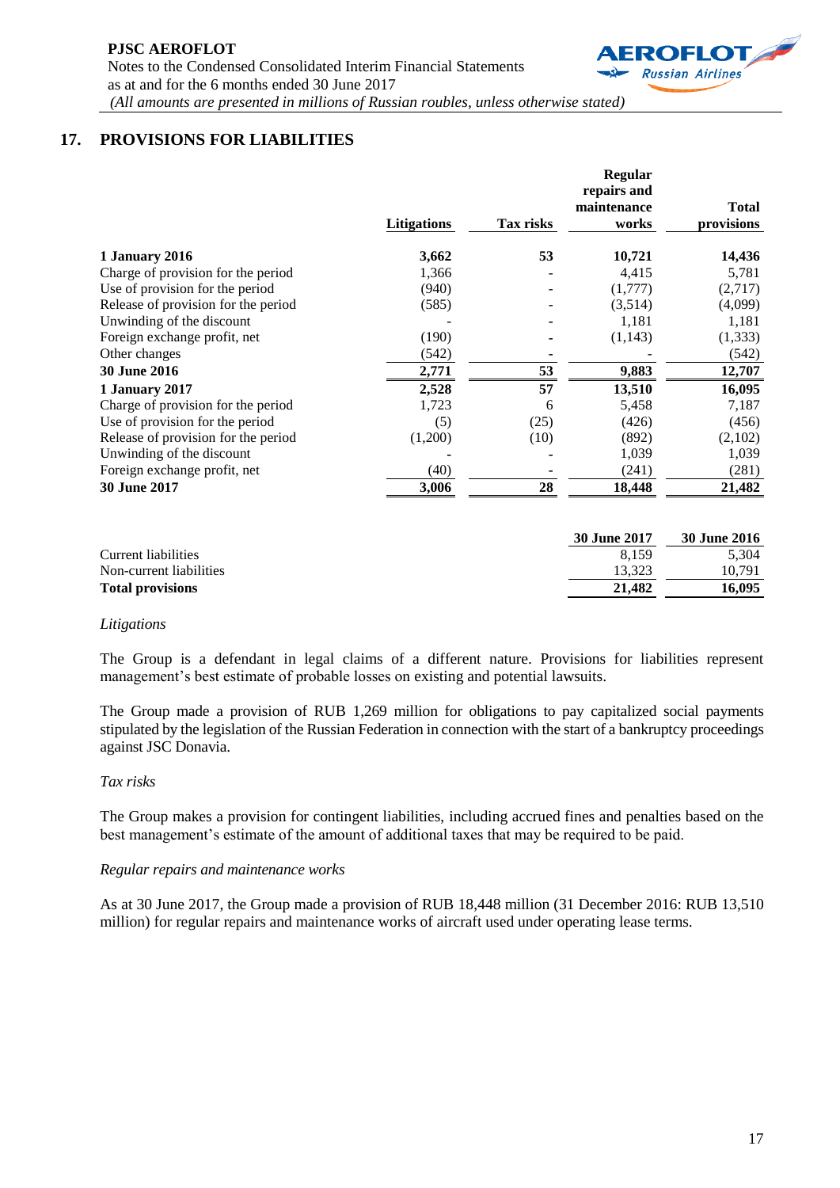## 17. PROVISIONS FOR LIABILITIES

| | Litigations | Tax risks | Regular repairs and maintenance works | Total provisions |
|---|---|---|---|---|
| **1 January 2016** | **3,662** | **53** | **10,721** | **14,436** |
| Charge of provision for the period | 1,366 | - | 4,415 | 5,781 |
| Use of provision for the period | (940) | - | (1,777) | (2,717) |
| Release of provision for the period | (585) | - | (3,514) | (4,099) |
| Unwinding of the discount | - | - | 1,181 | 1,181 |
| Foreign exchange profit, net | (190) | - | (1,143) | (1,333) |
| Other changes | (542) | - | - | (542) |
| **30 June 2016** | **2,771** | **53** | **9,883** | **12,707** |
| **1 January 2017** | **2,528** | **57** | **13,510** | **16,095** |
| Charge of provision for the period | 1,723 | 6 | 5,458 | 7,187 |
| Use of provision for the period | (5) | (25) | (426) | (456) |
| Release of provision for the period | (1,200) | (10) | (892) | (2,102) |
| Unwinding of the discount | - | - | 1,039 | 1,039 |
| Foreign exchange profit, net | (40) | - | (241) | (281) |
| **30 June 2017** | **3,006** | **28** | **18,448** | **21,482** |

| | 30 June 2017 | 30 June 2016 |
|---|---|---|
| Current liabilities | 8,159 | 5,304 |
| Non-current liabilities | 13,323 | 10,791 |
| **Total provisions** | **21,482** | **16,095** |

*Litigations*

The Group is a defendant in legal claims of a different nature. Provisions for liabilities represent management's best estimate of probable losses on existing and potential lawsuits.

The Group made a provision of RUB 1,269 million for obligations to pay capitalized social payments stipulated by the legislation of the Russian Federation in connection with the start of a bankruptcy proceedings against JSC Donavia.

*Tax risks*

The Group makes a provision for contingent liabilities, including accrued fines and penalties based on the best management's estimate of the amount of additional taxes that may be required to be paid.

*Regular repairs and maintenance works*

As at 30 June 2017, the Group made a provision of RUB 18,448 million (31 December 2016: RUB 13,510 million) for regular repairs and maintenance works of aircraft used under operating lease terms.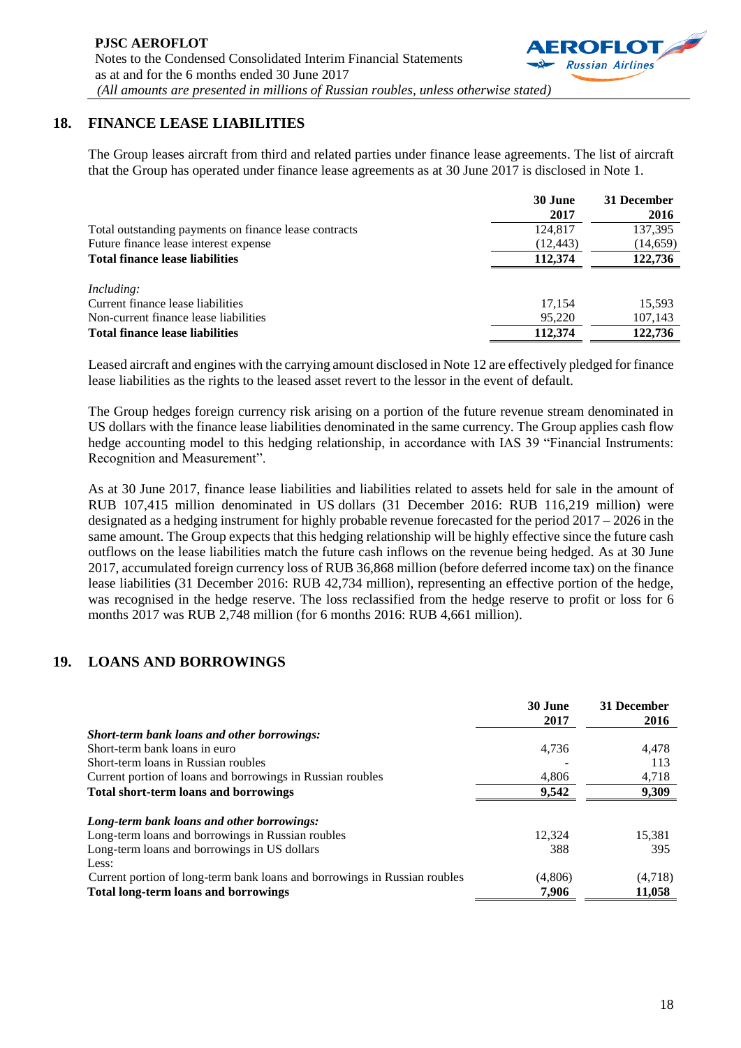## 18. FINANCE LEASE LIABILITIES

The Group leases aircraft from third and related parties under finance lease agreements. The list of aircraft that the Group has operated under finance lease agreements as at 30 June 2017 is disclosed in Note 1.

| | 30 June 2017 | 31 December 2016 |
|---|---|---|
| Total outstanding payments on finance lease contracts | 124,817 | 137,395 |
| Future finance lease interest expense | (12,443) | (14,659) |
| **Total finance lease liabilities** | **112,374** | **122,736** |
| | | |
| *Including:* | | |
| Current finance lease liabilities | 17,154 | 15,593 |
| Non-current finance lease liabilities | 95,220 | 107,143 |
| **Total finance lease liabilities** | **112,374** | **122,736** |

Leased aircraft and engines with the carrying amount disclosed in Note 12 are effectively pledged for finance lease liabilities as the rights to the leased asset revert to the lessor in the event of default.

The Group hedges foreign currency risk arising on a portion of the future revenue stream denominated in US dollars with the finance lease liabilities denominated in the same currency. The Group applies cash flow hedge accounting model to this hedging relationship, in accordance with IAS 39 "Financial Instruments: Recognition and Measurement".

As at 30 June 2017, finance lease liabilities and liabilities related to assets held for sale in the amount of RUB 107,415 million denominated in US dollars (31 December 2016: RUB 116,219 million) were designated as a hedging instrument for highly probable revenue forecasted for the period 2017 – 2026 in the same amount. The Group expects that this hedging relationship will be highly effective since the future cash outflows on the lease liabilities match the future cash inflows on the revenue being hedged. As at 30 June 2017, accumulated foreign currency loss of RUB 36,868 million (before deferred income tax) on the finance lease liabilities (31 December 2016: RUB 42,734 million), representing an effective portion of the hedge, was recognised in the hedge reserve. The loss reclassified from the hedge reserve to profit or loss for 6 months 2017 was RUB 2,748 million (for 6 months 2016: RUB 4,661 million).

## 19. LOANS AND BORROWINGS

| | 30 June 2017 | 31 December 2016 |
|---|---|---|
| ***Short-term bank loans and other borrowings:*** | | |
| Short-term bank loans in euro | 4,736 | 4,478 |
| Short-term loans in Russian roubles | - | 113 |
| Current portion of loans and borrowings in Russian roubles | 4,806 | 4,718 |
| **Total short-term loans and borrowings** | **9,542** | **9,309** |
| | | |
| ***Long-term bank loans and other borrowings:*** | | |
| Long-term loans and borrowings in Russian roubles | 12,324 | 15,381 |
| Long-term loans and borrowings in US dollars | 388 | 395 |
| Less: | | |
| Current portion of long-term bank loans and borrowings in Russian roubles | (4,806) | (4,718) |
| **Total long-term loans and borrowings** | **7,906** | **11,058** |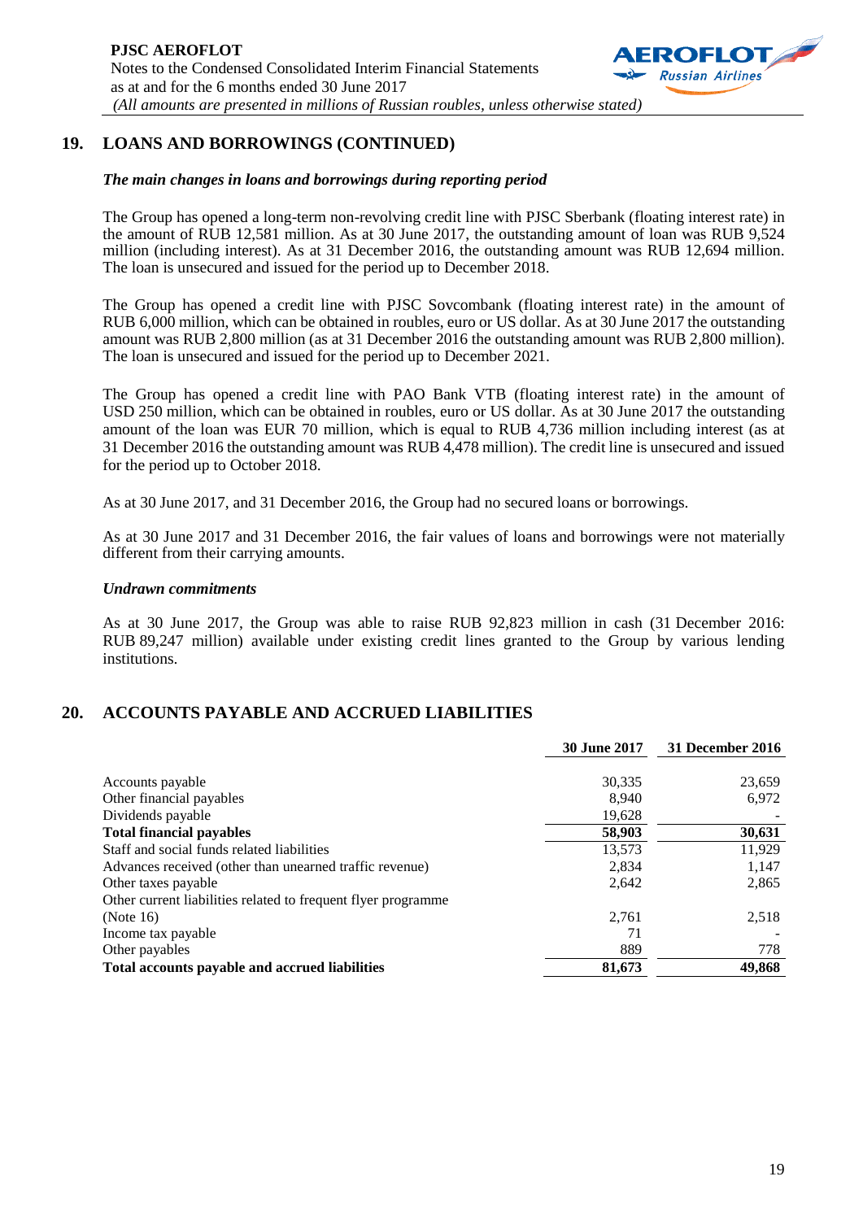## 19. LOANS AND BORROWINGS (CONTINUED)

***The main changes in loans and borrowings during reporting period***

The Group has opened a long-term non-revolving credit line with PJSC Sberbank (floating interest rate) in the amount of RUB 12,581 million. As at 30 June 2017, the outstanding amount of loan was RUB 9,524 million (including interest). As at 31 December 2016, the outstanding amount was RUB 12,694 million. The loan is unsecured and issued for the period up to December 2018.

The Group has opened a credit line with PJSC Sovcombank (floating interest rate) in the amount of RUB 6,000 million, which can be obtained in roubles, euro or US dollar. As at 30 June 2017 the outstanding amount was RUB 2,800 million (as at 31 December 2016 the outstanding amount was RUB 2,800 million). The loan is unsecured and issued for the period up to December 2021.

The Group has opened a credit line with PAO Bank VTB (floating interest rate) in the amount of USD 250 million, which can be obtained in roubles, euro or US dollar. As at 30 June 2017 the outstanding amount of the loan was EUR 70 million, which is equal to RUB 4,736 million including interest (as at 31 December 2016 the outstanding amount was RUB 4,478 million). The credit line is unsecured and issued for the period up to October 2018.

As at 30 June 2017, and 31 December 2016, the Group had no secured loans or borrowings.

As at 30 June 2017 and 31 December 2016, the fair values of loans and borrowings were not materially different from their carrying amounts.

***Undrawn commitments***

As at 30 June 2017, the Group was able to raise RUB 92,823 million in cash (31 December 2016: RUB 89,247 million) available under existing credit lines granted to the Group by various lending institutions.

## 20. ACCOUNTS PAYABLE AND ACCRUED LIABILITIES

| | 30 June 2017 | 31 December 2016 |
|---|---|---|
| Accounts payable | 30,335 | 23,659 |
| Other financial payables | 8,940 | 6,972 |
| Dividends payable | 19,628 | - |
| **Total financial payables** | **58,903** | **30,631** |
| Staff and social funds related liabilities | 13,573 | 11,929 |
| Advances received (other than unearned traffic revenue) | 2,834 | 1,147 |
| Other taxes payable | 2,642 | 2,865 |
| Other current liabilities related to frequent flyer programme (Note 16) | 2,761 | 2,518 |
| Income tax payable | 71 | - |
| Other payables | 889 | 778 |
| **Total accounts payable and accrued liabilities** | **81,673** | **49,868** |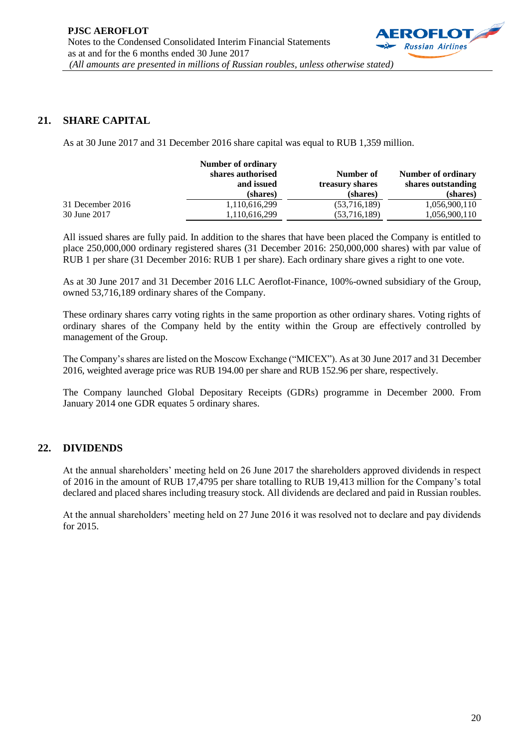## 21. SHARE CAPITAL

As at 30 June 2017 and 31 December 2016 share capital was equal to RUB 1,359 million.

| | Number of ordinary shares authorised and issued (shares) | Number of treasury shares (shares) | Number of ordinary shares outstanding (shares) |
|---|---|---|---|
| 31 December 2016 | 1,110,616,299 | (53,716,189) | 1,056,900,110 |
| 30 June 2017 | 1,110,616,299 | (53,716,189) | 1,056,900,110 |

All issued shares are fully paid. In addition to the shares that have been placed the Company is entitled to place 250,000,000 ordinary registered shares (31 December 2016: 250,000,000 shares) with par value of RUB 1 per share (31 December 2016: RUB 1 per share). Each ordinary share gives a right to one vote.

As at 30 June 2017 and 31 December 2016 LLC Aeroflot-Finance, 100%-owned subsidiary of the Group, owned 53,716,189 ordinary shares of the Company.

These ordinary shares carry voting rights in the same proportion as other ordinary shares. Voting rights of ordinary shares of the Company held by the entity within the Group are effectively controlled by management of the Group.

The Company's shares are listed on the Moscow Exchange ("MICEX"). As at 30 June 2017 and 31 December 2016, weighted average price was RUB 194.00 per share and RUB 152.96 per share, respectively.

The Company launched Global Depositary Receipts (GDRs) programme in December 2000. From January 2014 one GDR equates 5 ordinary shares.

## 22. DIVIDENDS

At the annual shareholders' meeting held on 26 June 2017 the shareholders approved dividends in respect of 2016 in the amount of RUB 17,4795 per share totalling to RUB 19,413 million for the Company's total declared and placed shares including treasury stock. All dividends are declared and paid in Russian roubles.

At the annual shareholders' meeting held on 27 June 2016 it was resolved not to declare and pay dividends for 2015.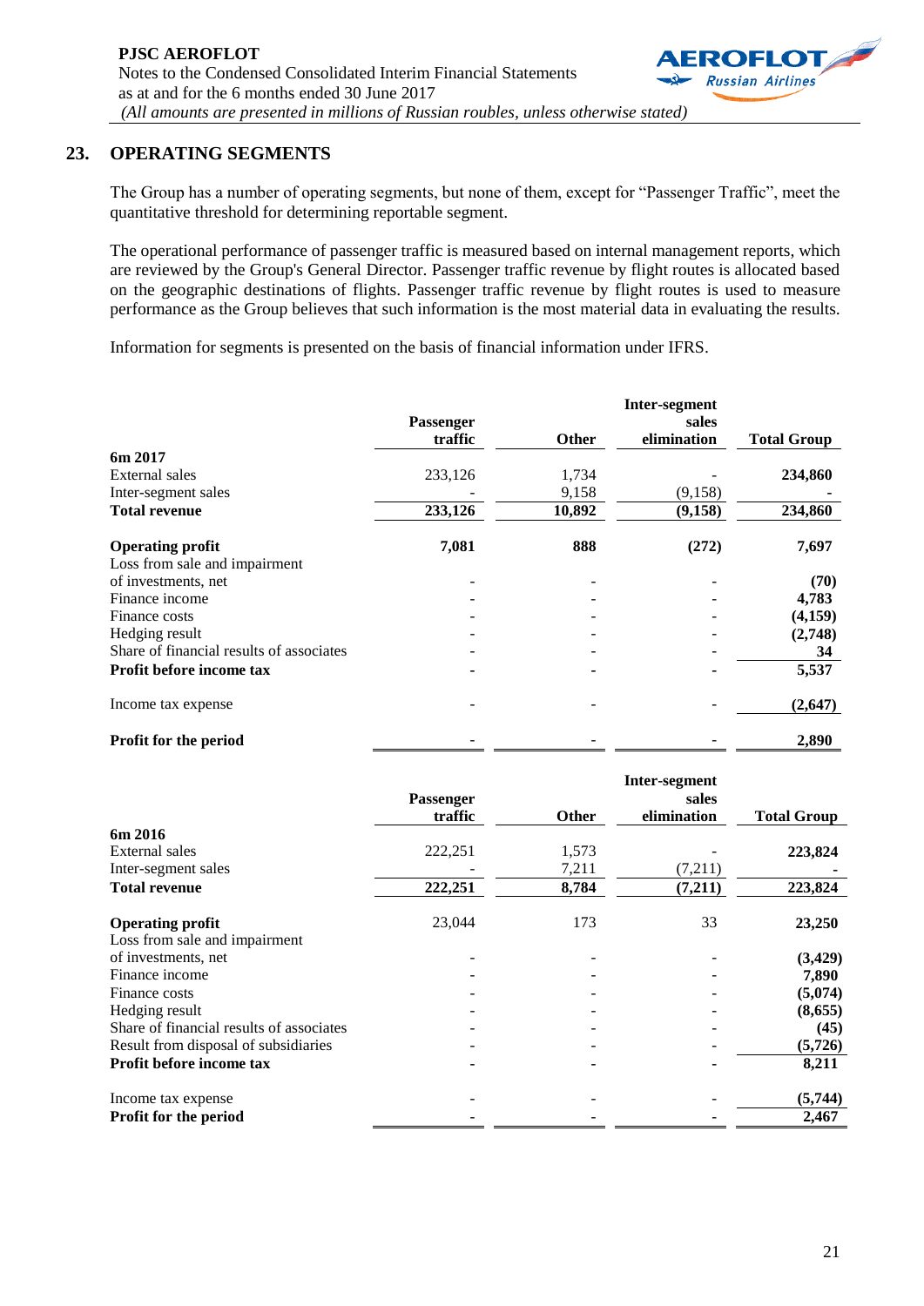## 23. OPERATING SEGMENTS

The Group has a number of operating segments, but none of them, except for "Passenger Traffic", meet the quantitative threshold for determining reportable segment.

The operational performance of passenger traffic is measured based on internal management reports, which are reviewed by the Group's General Director. Passenger traffic revenue by flight routes is allocated based on the geographic destinations of flights. Passenger traffic revenue by flight routes is used to measure performance as the Group believes that such information is the most material data in evaluating the results.

Information for segments is presented on the basis of financial information under IFRS.

| | Passenger traffic | Other | Inter-segment sales elimination | Total Group |
|---|---|---|---|---|
| **6m 2017** | | | | |
| External sales | 233,126 | 1,734 | - | **234,860** |
| Inter-segment sales | - | 9,158 | (9,158) | **-** |
| **Total revenue** | **233,126** | **10,892** | **(9,158)** | **234,860** |
| **Operating profit** | **7,081** | **888** | **(272)** | **7,697** |
| Loss from sale and impairment of investments, net | - | - | - | **(70)** |
| Finance income | - | - | - | **4,783** |
| Finance costs | - | - | - | **(4,159)** |
| Hedging result | - | - | - | **(2,748)** |
| Share of financial results of associates | - | - | - | **34** |
| **Profit before income tax** | **-** | **-** | **-** | **5,537** |
| Income tax expense | - | - | - | **(2,647)** |
| **Profit for the period** | - | - | - | **2,890** |

| | Passenger traffic | Other | Inter-segment sales elimination | Total Group |
|---|---|---|---|---|
| **6m 2016** | | | | |
| External sales | 222,251 | 1,573 | - | **223,824** |
| Inter-segment sales | - | 7,211 | (7,211) | **-** |
| **Total revenue** | **222,251** | **8,784** | **(7,211)** | **223,824** |
| **Operating profit** | 23,044 | 173 | 33 | **23,250** |
| Loss from sale and impairment of investments, net | - | - | - | **(3,429)** |
| Finance income | - | - | - | **7,890** |
| Finance costs | - | - | - | **(5,074)** |
| Hedging result | - | - | - | **(8,655)** |
| Share of financial results of associates | - | - | - | **(45)** |
| Result from disposal of subsidiaries | - | - | - | **(5,726)** |
| **Profit before income tax** | **-** | **-** | **-** | **8,211** |
| Income tax expense | - | - | - | **(5,744)** |
| **Profit for the period** | - | - | - | **2,467** |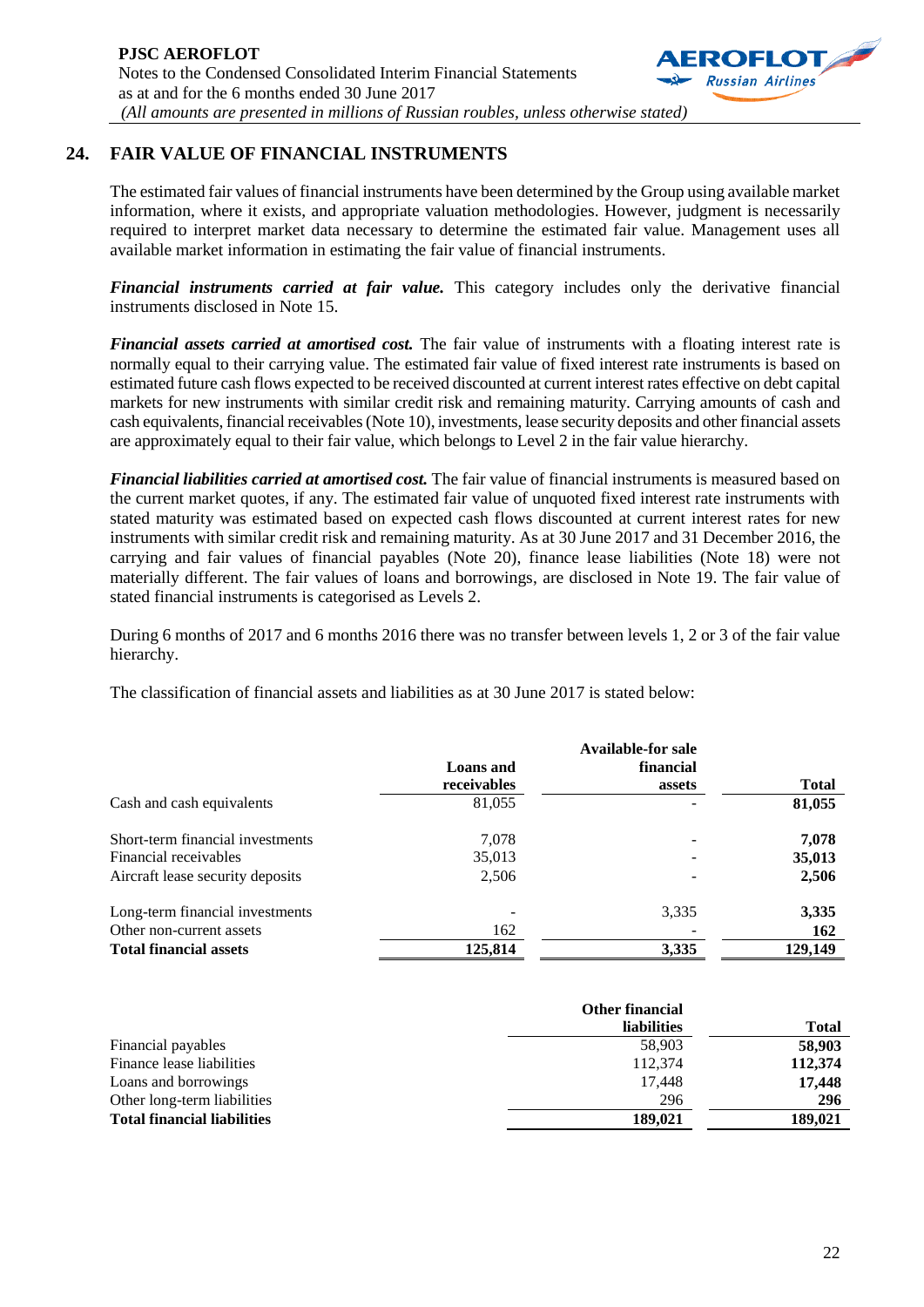## 24. FAIR VALUE OF FINANCIAL INSTRUMENTS

The estimated fair values of financial instruments have been determined by the Group using available market information, where it exists, and appropriate valuation methodologies. However, judgment is necessarily required to interpret market data necessary to determine the estimated fair value. Management uses all available market information in estimating the fair value of financial instruments.

***Financial instruments carried at fair value.*** This category includes only the derivative financial instruments disclosed in Note 15.

***Financial assets carried at amortised cost.*** The fair value of instruments with a floating interest rate is normally equal to their carrying value. The estimated fair value of fixed interest rate instruments is based on estimated future cash flows expected to be received discounted at current interest rates effective on debt capital markets for new instruments with similar credit risk and remaining maturity. Carrying amounts of cash and cash equivalents, financial receivables (Note 10), investments, lease security deposits and other financial assets are approximately equal to their fair value, which belongs to Level 2 in the fair value hierarchy.

***Financial liabilities carried at amortised cost.*** The fair value of financial instruments is measured based on the current market quotes, if any. The estimated fair value of unquoted fixed interest rate instruments with stated maturity was estimated based on expected cash flows discounted at current interest rates for new instruments with similar credit risk and remaining maturity. As at 30 June 2017 and 31 December 2016, the carrying and fair values of financial payables (Note 20), finance lease liabilities (Note 18) were not materially different. The fair values of loans and borrowings, are disclosed in Note 19. The fair value of stated financial instruments is categorised as Levels 2.

During 6 months of 2017 and 6 months 2016 there was no transfer between levels 1, 2 or 3 of the fair value hierarchy.

The classification of financial assets and liabilities as at 30 June 2017 is stated below:

| | Loans and receivables | Available-for sale financial assets | Total |
|---|---|---|---|
| Cash and cash equivalents | 81,055 | - | **81,055** |
| Short-term financial investments | 7,078 | - | **7,078** |
| Financial receivables | 35,013 | - | **35,013** |
| Aircraft lease security deposits | 2,506 | - | **2,506** |
| Long-term financial investments | - | 3,335 | **3,335** |
| Other non-current assets | 162 | - | **162** |
| **Total financial assets** | **125,814** | **3,335** | **129,149** |

| | Other financial liabilities | Total |
|---|---|---|
| Financial payables | 58,903 | **58,903** |
| Finance lease liabilities | 112,374 | **112,374** |
| Loans and borrowings | 17,448 | **17,448** |
| Other long-term liabilities | 296 | **296** |
| **Total financial liabilities** | **189,021** | **189,021** |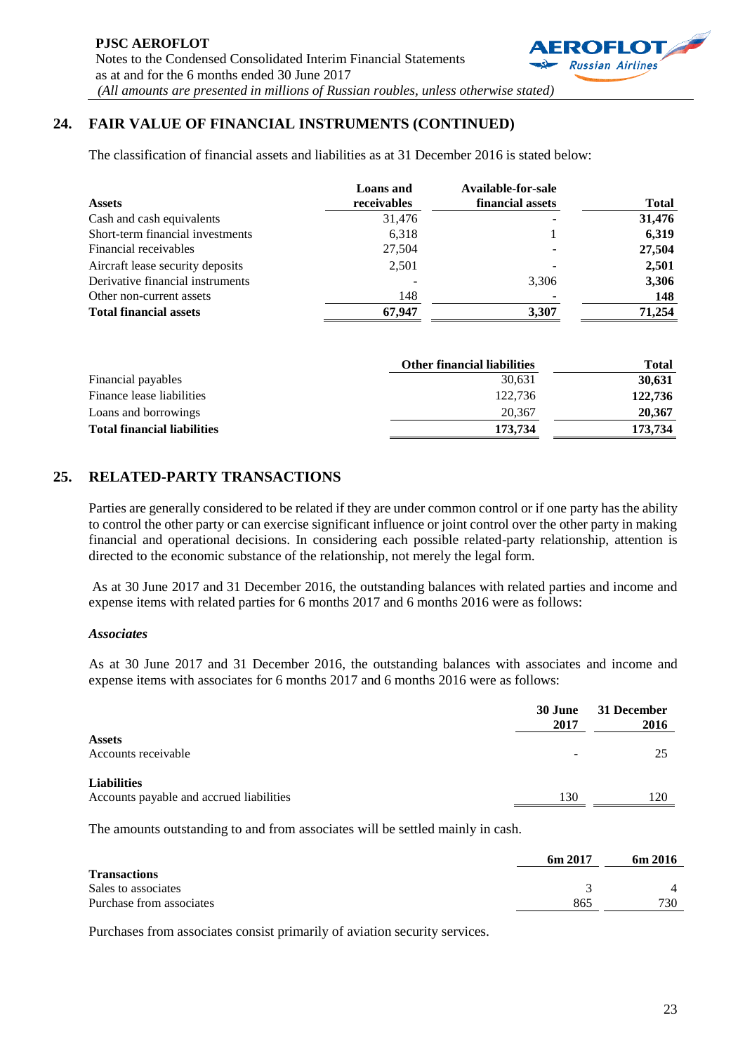## 24. FAIR VALUE OF FINANCIAL INSTRUMENTS (CONTINUED)

The classification of financial assets and liabilities as at 31 December 2016 is stated below:

| Assets | Loans and receivables | Available-for-sale financial assets | Total |
|---|---|---|---|
| Cash and cash equivalents | 31,476 | - | **31,476** |
| Short-term financial investments | 6,318 | 1 | **6,319** |
| Financial receivables | 27,504 | - | **27,504** |
| Aircraft lease security deposits | 2,501 | - | **2,501** |
| Derivative financial instruments | - | 3,306 | **3,306** |
| Other non-current assets | 148 | - | **148** |
| **Total financial assets** | **67,947** | **3,307** | **71,254** |

| | Other financial liabilities | Total |
|---|---|---|
| Financial payables | 30,631 | **30,631** |
| Finance lease liabilities | 122,736 | **122,736** |
| Loans and borrowings | 20,367 | **20,367** |
| **Total financial liabilities** | **173,734** | **173,734** |

## 25. RELATED-PARTY TRANSACTIONS

Parties are generally considered to be related if they are under common control or if one party has the ability to control the other party or can exercise significant influence or joint control over the other party in making financial and operational decisions. In considering each possible related-party relationship, attention is directed to the economic substance of the relationship, not merely the legal form.

As at 30 June 2017 and 31 December 2016, the outstanding balances with related parties and income and expense items with related parties for 6 months 2017 and 6 months 2016 were as follows:

### *Associates*

As at 30 June 2017 and 31 December 2016, the outstanding balances with associates and income and expense items with associates for 6 months 2017 and 6 months 2016 were as follows:

| | 30 June 2017 | 31 December 2016 |
|---|---|---|
| **Assets** | | |
| Accounts receivable | - | 25 |
| **Liabilities** | | |
| Accounts payable and accrued liabilities | 130 | 120 |

The amounts outstanding to and from associates will be settled mainly in cash.

| | 6m 2017 | 6m 2016 |
|---|---|---|
| **Transactions** | | |
| Sales to associates | 3 | 4 |
| Purchase from associates | 865 | 730 |

Purchases from associates consist primarily of aviation security services.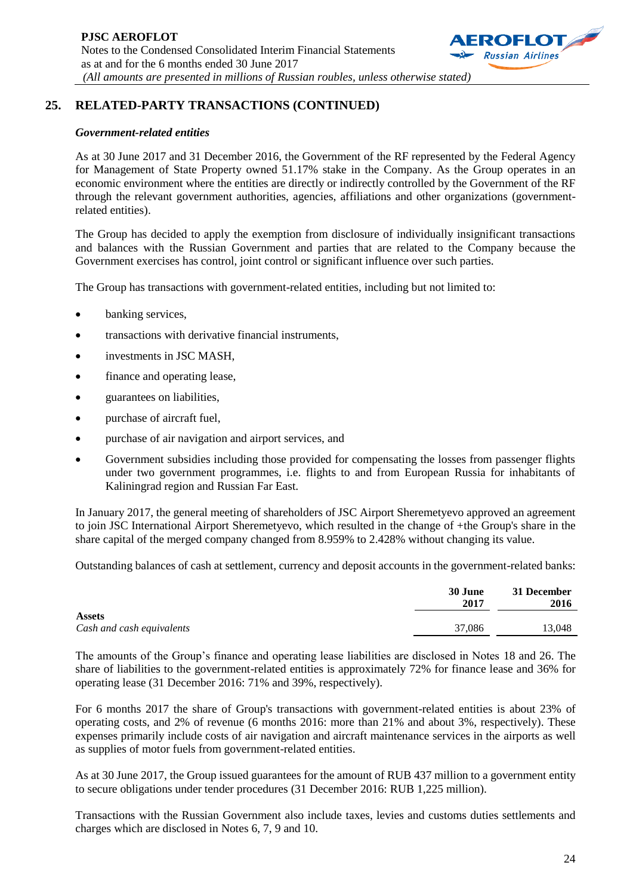## 25. RELATED-PARTY TRANSACTIONS (CONTINUED)

### *Government-related entities*

As at 30 June 2017 and 31 December 2016, the Government of the RF represented by the Federal Agency for Management of State Property owned 51.17% stake in the Company. As the Group operates in an economic environment where the entities are directly or indirectly controlled by the Government of the RF through the relevant government authorities, agencies, affiliations and other organizations (government-related entities).

The Group has decided to apply the exemption from disclosure of individually insignificant transactions and balances with the Russian Government and parties that are related to the Company because the Government exercises has control, joint control or significant influence over such parties.

The Group has transactions with government-related entities, including but not limited to:

- banking services,
- transactions with derivative financial instruments,
- investments in JSC MASH,
- finance and operating lease,
- guarantees on liabilities,
- purchase of aircraft fuel,
- purchase of air navigation and airport services, and
- Government subsidies including those provided for compensating the losses from passenger flights under two government programmes, i.e. flights to and from European Russia for inhabitants of Kaliningrad region and Russian Far East.

In January 2017, the general meeting of shareholders of JSC Airport Sheremetyevo approved an agreement to join JSC International Airport Sheremetyevo, which resulted in the change of +the Group's share in the share capital of the merged company changed from 8.959% to 2.428% without changing its value.

Outstanding balances of cash at settlement, currency and deposit accounts in the government-related banks:

| | 30 June 2017 | 31 December 2016 |
|---|---|---|
| **Assets** | | |
| *Cash and cash equivalents* | 37,086 | 13,048 |

The amounts of the Group's finance and operating lease liabilities are disclosed in Notes 18 and 26. The share of liabilities to the government-related entities is approximately 72% for finance lease and 36% for operating lease (31 December 2016: 71% and 39%, respectively).

For 6 months 2017 the share of Group's transactions with government-related entities is about 23% of operating costs, and 2% of revenue (6 months 2016: more than 21% and about 3%, respectively). These expenses primarily include costs of air navigation and aircraft maintenance services in the airports as well as supplies of motor fuels from government-related entities.

As at 30 June 2017, the Group issued guarantees for the amount of RUB 437 million to a government entity to secure obligations under tender procedures (31 December 2016: RUB 1,225 million).

Transactions with the Russian Government also include taxes, levies and customs duties settlements and charges which are disclosed in Notes 6, 7, 9 and 10.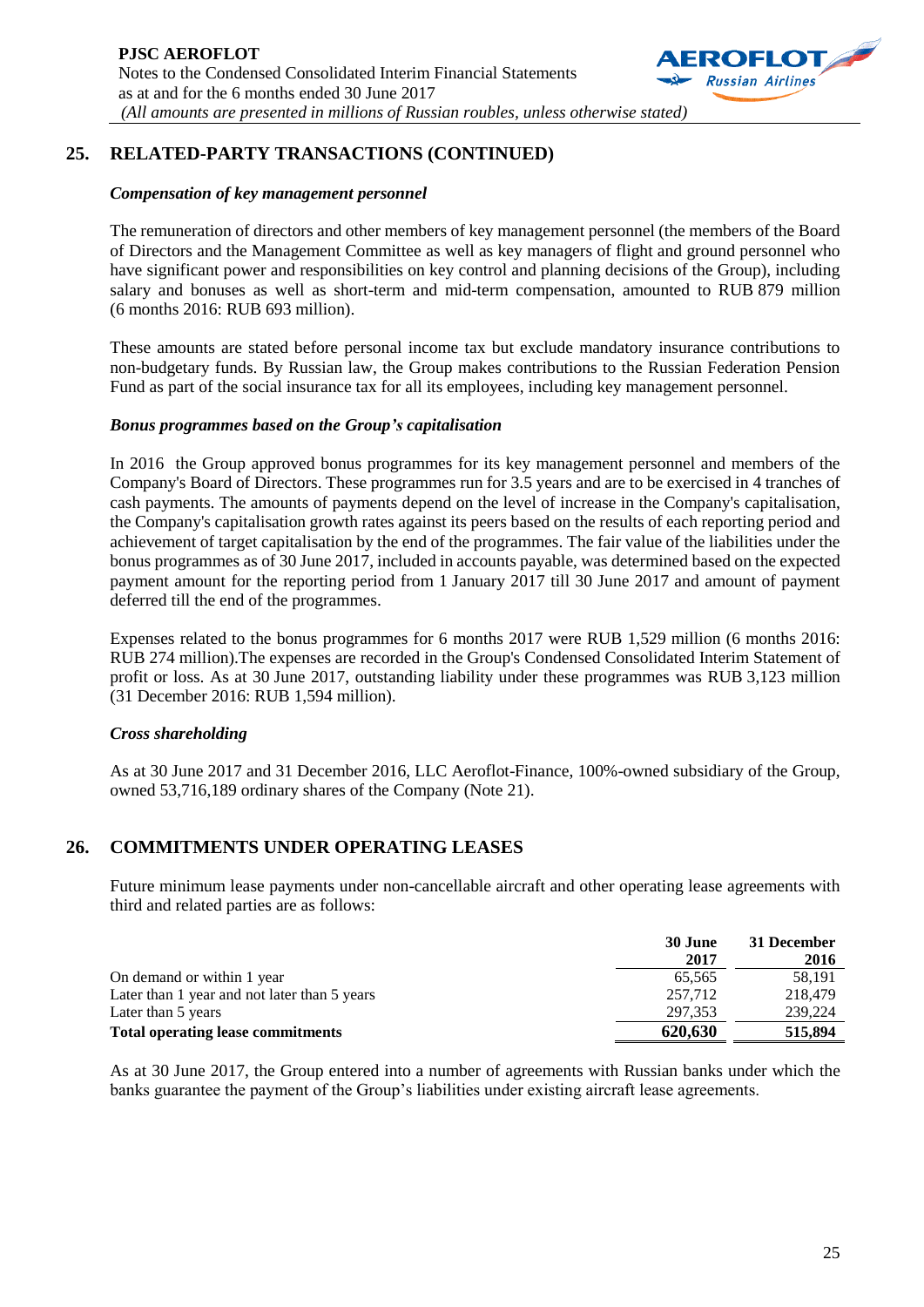## 25. RELATED-PARTY TRANSACTIONS (CONTINUED)

***Compensation of key management personnel***

The remuneration of directors and other members of key management personnel (the members of the Board of Directors and the Management Committee as well as key managers of flight and ground personnel who have significant power and responsibilities on key control and planning decisions of the Group), including salary and bonuses as well as short-term and mid-term compensation, amounted to RUB 879 million (6 months 2016: RUB 693 million).

These amounts are stated before personal income tax but exclude mandatory insurance contributions to non-budgetary funds. By Russian law, the Group makes contributions to the Russian Federation Pension Fund as part of the social insurance tax for all its employees, including key management personnel.

***Bonus programmes based on the Group's capitalisation***

In 2016 the Group approved bonus programmes for its key management personnel and members of the Company's Board of Directors. These programmes run for 3.5 years and are to be exercised in 4 tranches of cash payments. The amounts of payments depend on the level of increase in the Company's capitalisation, the Company's capitalisation growth rates against its peers based on the results of each reporting period and achievement of target capitalisation by the end of the programmes. The fair value of the liabilities under the bonus programmes as of 30 June 2017, included in accounts payable, was determined based on the expected payment amount for the reporting period from 1 January 2017 till 30 June 2017 and amount of payment deferred till the end of the programmes.

Expenses related to the bonus programmes for 6 months 2017 were RUB 1,529 million (6 months 2016: RUB 274 million).The expenses are recorded in the Group's Condensed Consolidated Interim Statement of profit or loss. As at 30 June 2017, outstanding liability under these programmes was RUB 3,123 million (31 December 2016: RUB 1,594 million).

***Cross shareholding***

As at 30 June 2017 and 31 December 2016, LLC Aeroflot-Finance, 100%-owned subsidiary of the Group, owned 53,716,189 ordinary shares of the Company (Note 21).

## 26. COMMITMENTS UNDER OPERATING LEASES

Future minimum lease payments under non-cancellable aircraft and other operating lease agreements with third and related parties are as follows:

| | 30 June 2017 | 31 December 2016 |
|---|---|---|
| On demand or within 1 year | 65,565 | 58,191 |
| Later than 1 year and not later than 5 years | 257,712 | 218,479 |
| Later than 5 years | 297,353 | 239,224 |
| **Total operating lease commitments** | **620,630** | **515,894** |

As at 30 June 2017, the Group entered into a number of agreements with Russian banks under which the banks guarantee the payment of the Group's liabilities under existing aircraft lease agreements.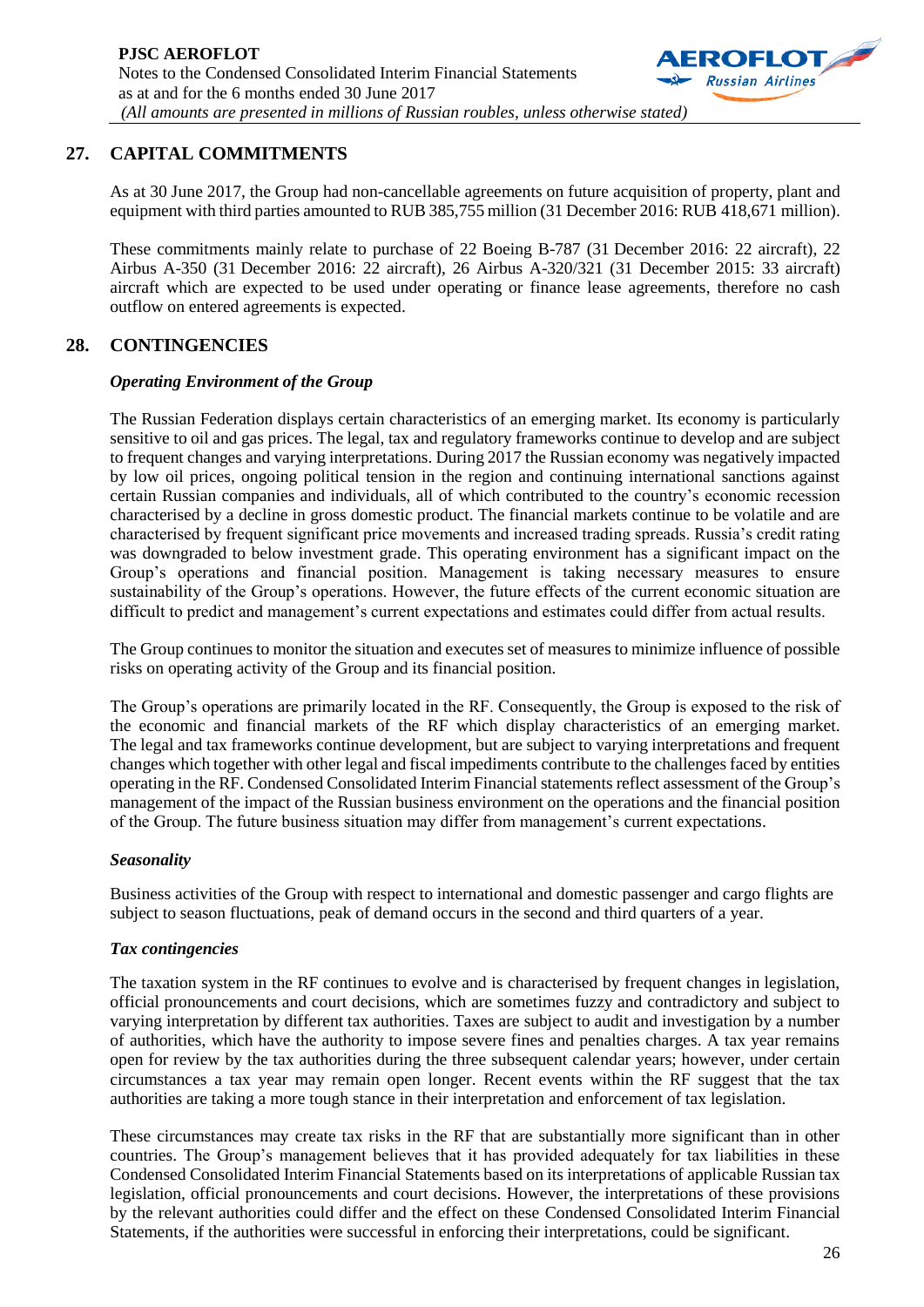## 27. CAPITAL COMMITMENTS

As at 30 June 2017, the Group had non-cancellable agreements on future acquisition of property, plant and equipment with third parties amounted to RUB 385,755 million (31 December 2016: RUB 418,671 million).

These commitments mainly relate to purchase of 22 Boeing B-787 (31 December 2016: 22 aircraft), 22 Airbus A-350 (31 December 2016: 22 aircraft), 26 Airbus A-320/321 (31 December 2015: 33 aircraft) aircraft which are expected to be used under operating or finance lease agreements, therefore no cash outflow on entered agreements is expected.

## 28. CONTINGENCIES

### *Operating Environment of the Group*

The Russian Federation displays certain characteristics of an emerging market. Its economy is particularly sensitive to oil and gas prices. The legal, tax and regulatory frameworks continue to develop and are subject to frequent changes and varying interpretations. During 2017 the Russian economy was negatively impacted by low oil prices, ongoing political tension in the region and continuing international sanctions against certain Russian companies and individuals, all of which contributed to the country's economic recession characterised by a decline in gross domestic product. The financial markets continue to be volatile and are characterised by frequent significant price movements and increased trading spreads. Russia's credit rating was downgraded to below investment grade. This operating environment has a significant impact on the Group's operations and financial position. Management is taking necessary measures to ensure sustainability of the Group's operations. However, the future effects of the current economic situation are difficult to predict and management's current expectations and estimates could differ from actual results.

The Group continues to monitor the situation and executes set of measures to minimize influence of possible risks on operating activity of the Group and its financial position.

The Group's operations are primarily located in the RF. Consequently, the Group is exposed to the risk of the economic and financial markets of the RF which display characteristics of an emerging market. The legal and tax frameworks continue development, but are subject to varying interpretations and frequent changes which together with other legal and fiscal impediments contribute to the challenges faced by entities operating in the RF. Condensed Consolidated Interim Financial statements reflect assessment of the Group's management of the impact of the Russian business environment on the operations and the financial position of the Group. The future business situation may differ from management's current expectations.

### *Seasonality*

Business activities of the Group with respect to international and domestic passenger and cargo flights are subject to season fluctuations, peak of demand occurs in the second and third quarters of a year.

### *Tax contingencies*

The taxation system in the RF continues to evolve and is characterised by frequent changes in legislation, official pronouncements and court decisions, which are sometimes fuzzy and contradictory and subject to varying interpretation by different tax authorities. Taxes are subject to audit and investigation by a number of authorities, which have the authority to impose severe fines and penalties charges. A tax year remains open for review by the tax authorities during the three subsequent calendar years; however, under certain circumstances a tax year may remain open longer. Recent events within the RF suggest that the tax authorities are taking a more tough stance in their interpretation and enforcement of tax legislation.

These circumstances may create tax risks in the RF that are substantially more significant than in other countries. The Group's management believes that it has provided adequately for tax liabilities in these Condensed Consolidated Interim Financial Statements based on its interpretations of applicable Russian tax legislation, official pronouncements and court decisions. However, the interpretations of these provisions by the relevant authorities could differ and the effect on these Condensed Consolidated Interim Financial Statements, if the authorities were successful in enforcing their interpretations, could be significant.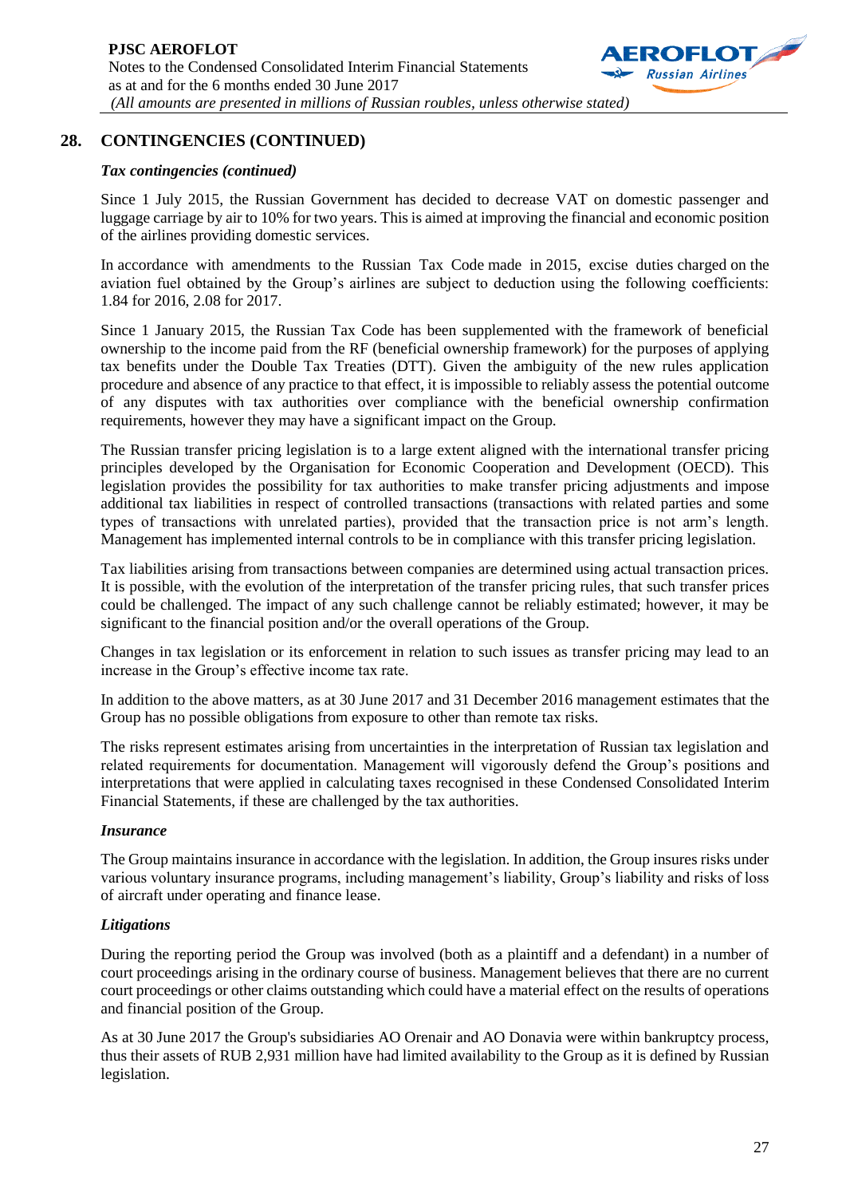## 28. CONTINGENCIES (CONTINUED)

***Tax contingencies (continued)***

Since 1 July 2015, the Russian Government has decided to decrease VAT on domestic passenger and luggage carriage by air to 10% for two years. This is aimed at improving the financial and economic position of the airlines providing domestic services.

In accordance with amendments to the Russian Tax Code made in 2015, excise duties charged on the aviation fuel obtained by the Group's airlines are subject to deduction using the following coefficients: 1.84 for 2016, 2.08 for 2017.

Since 1 January 2015, the Russian Tax Code has been supplemented with the framework of beneficial ownership to the income paid from the RF (beneficial ownership framework) for the purposes of applying tax benefits under the Double Tax Treaties (DTT). Given the ambiguity of the new rules application procedure and absence of any practice to that effect, it is impossible to reliably assess the potential outcome of any disputes with tax authorities over compliance with the beneficial ownership confirmation requirements, however they may have a significant impact on the Group.

The Russian transfer pricing legislation is to a large extent aligned with the international transfer pricing principles developed by the Organisation for Economic Cooperation and Development (OECD). This legislation provides the possibility for tax authorities to make transfer pricing adjustments and impose additional tax liabilities in respect of controlled transactions (transactions with related parties and some types of transactions with unrelated parties), provided that the transaction price is not arm's length. Management has implemented internal controls to be in compliance with this transfer pricing legislation.

Tax liabilities arising from transactions between companies are determined using actual transaction prices. It is possible, with the evolution of the interpretation of the transfer pricing rules, that such transfer prices could be challenged. The impact of any such challenge cannot be reliably estimated; however, it may be significant to the financial position and/or the overall operations of the Group.

Changes in tax legislation or its enforcement in relation to such issues as transfer pricing may lead to an increase in the Group's effective income tax rate.

In addition to the above matters, as at 30 June 2017 and 31 December 2016 management estimates that the Group has no possible obligations from exposure to other than remote tax risks.

The risks represent estimates arising from uncertainties in the interpretation of Russian tax legislation and related requirements for documentation. Management will vigorously defend the Group's positions and interpretations that were applied in calculating taxes recognised in these Condensed Consolidated Interim Financial Statements, if these are challenged by the tax authorities.

***Insurance***

The Group maintains insurance in accordance with the legislation. In addition, the Group insures risks under various voluntary insurance programs, including management's liability, Group's liability and risks of loss of aircraft under operating and finance lease.

***Litigations***

During the reporting period the Group was involved (both as a plaintiff and a defendant) in a number of court proceedings arising in the ordinary course of business. Management believes that there are no current court proceedings or other claims outstanding which could have a material effect on the results of operations and financial position of the Group.

As at 30 June 2017 the Group's subsidiaries AO Orenair and AO Donavia were within bankruptcy process, thus their assets of RUB 2,931 million have had limited availability to the Group as it is defined by Russian legislation.